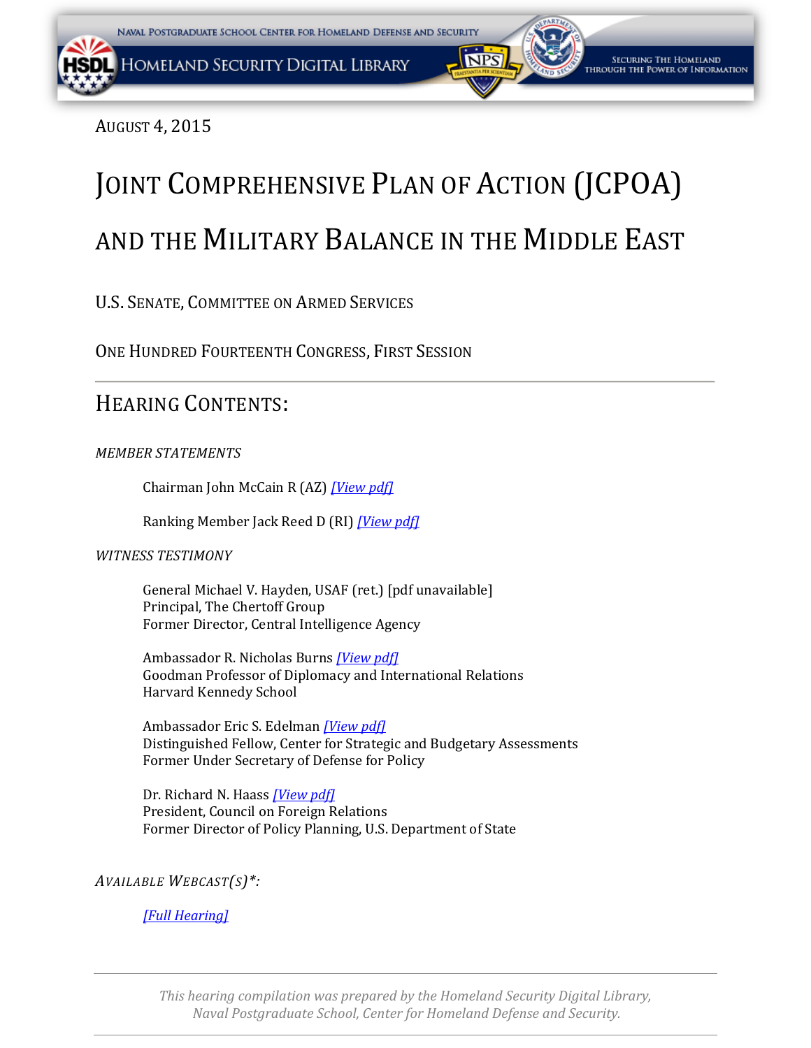August 4, 2015

# Joint Comprehensive Plan of Action (JCPOA) and the Military Balance in the Middle East

U.S. Senate, Committee on Armed Services

One Hundred Fourteenth Congress, First Session

---

## Hearing Contents:

*MEMBER STATEMENTS*

Chairman John McCain R (AZ) *[View pdf]*

Ranking Member Jack Reed D (RI) *[View pdf]*

*WITNESS TESTIMONY*

General Michael V. Hayden, USAF (ret.) [pdf unavailable]
Principal, The Chertoff Group
Former Director, Central Intelligence Agency

Ambassador R. Nicholas Burns *[View pdf]*
Goodman Professor of Diplomacy and International Relations
Harvard Kennedy School

Ambassador Eric S. Edelman *[View pdf]*
Distinguished Fellow, Center for Strategic and Budgetary Assessments
Former Under Secretary of Defense for Policy

Dr. Richard N. Haass *[View pdf]*
President, Council on Foreign Relations
Former Director of Policy Planning, U.S. Department of State

*AVAILABLE WEBCAST(S)*:*

*[Full Hearing]*

---

*This hearing compilation was prepared by the Homeland Security Digital Library, Naval Postgraduate School, Center for Homeland Defense and Security.*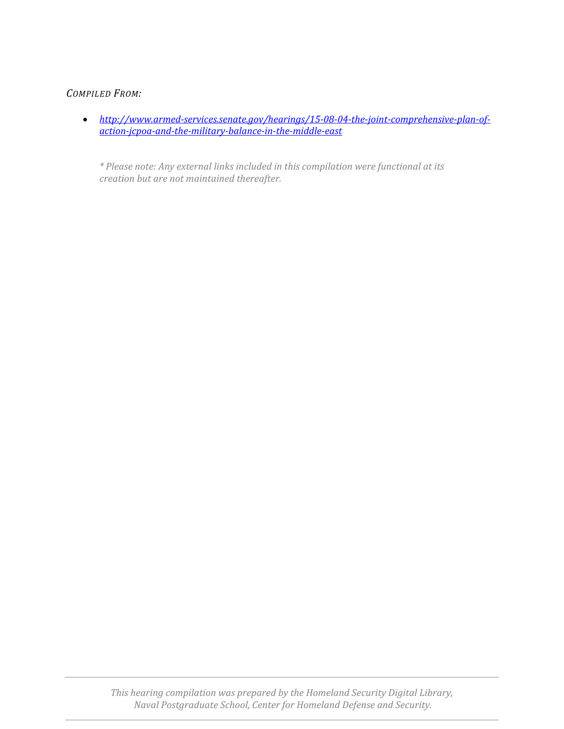*COMPILED FROM:*

- *[http://www.armed-services.senate.gov/hearings/15-08-04-the-joint-comprehensive-plan-of-action-jcpoa-and-the-military-balance-in-the-middle-east](http://www.armed-services.senate.gov/hearings/15-08-04-the-joint-comprehensive-plan-of-action-jcpoa-and-the-military-balance-in-the-middle-east)*

*\* Please note: Any external links included in this compilation were functional at its creation but are not maintained thereafter.*

*This hearing compilation was prepared by the Homeland Security Digital Library, Naval Postgraduate School, Center for Homeland Defense and Security.*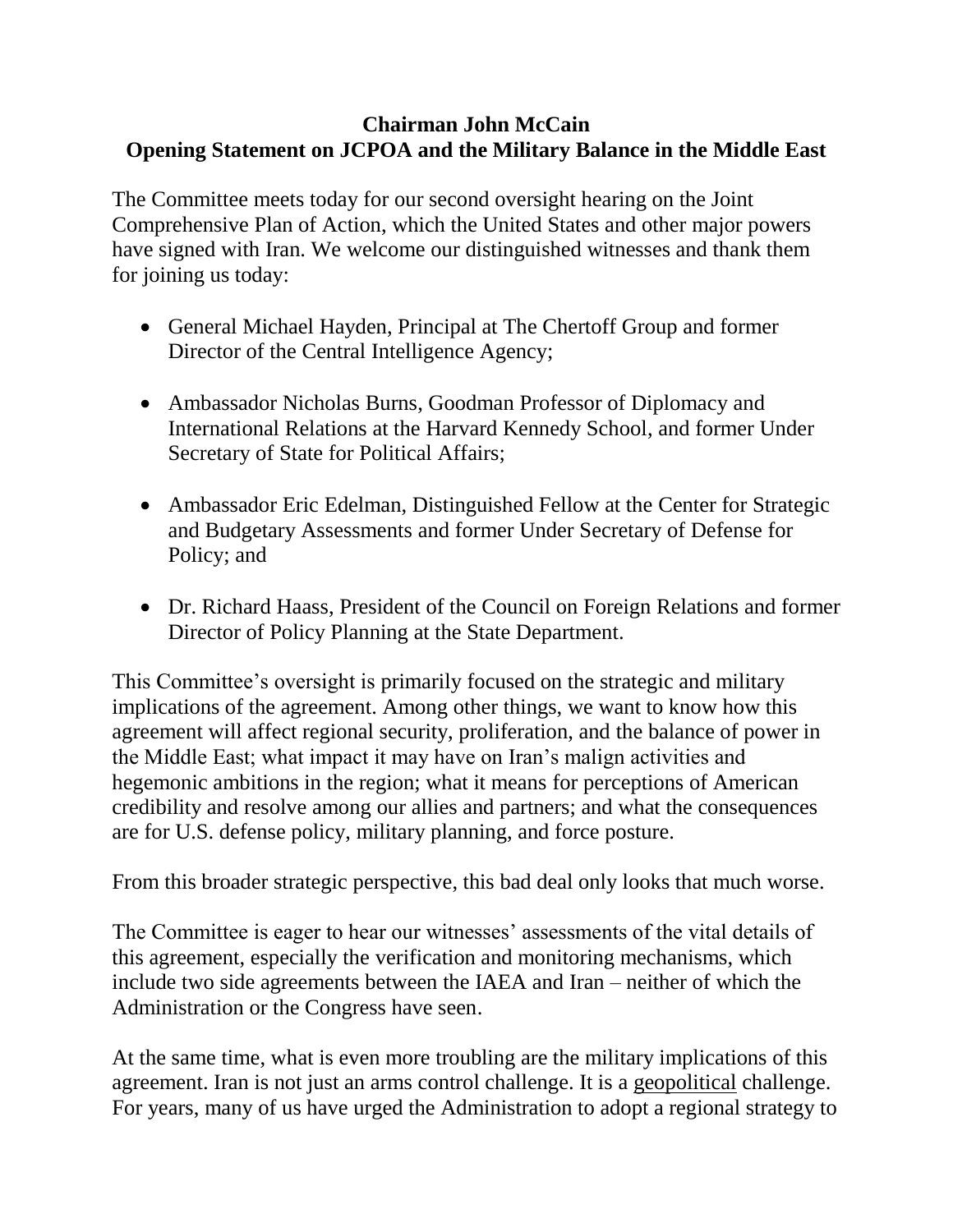**Chairman John McCain**
**Opening Statement on JCPOA and the Military Balance in the Middle East**

The Committee meets today for our second oversight hearing on the Joint Comprehensive Plan of Action, which the United States and other major powers have signed with Iran. We welcome our distinguished witnesses and thank them for joining us today:

- General Michael Hayden, Principal at The Chertoff Group and former Director of the Central Intelligence Agency;
- Ambassador Nicholas Burns, Goodman Professor of Diplomacy and International Relations at the Harvard Kennedy School, and former Under Secretary of State for Political Affairs;
- Ambassador Eric Edelman, Distinguished Fellow at the Center for Strategic and Budgetary Assessments and former Under Secretary of Defense for Policy; and
- Dr. Richard Haass, President of the Council on Foreign Relations and former Director of Policy Planning at the State Department.

This Committee's oversight is primarily focused on the strategic and military implications of the agreement. Among other things, we want to know how this agreement will affect regional security, proliferation, and the balance of power in the Middle East; what impact it may have on Iran's malign activities and hegemonic ambitions in the region; what it means for perceptions of American credibility and resolve among our allies and partners; and what the consequences are for U.S. defense policy, military planning, and force posture.

From this broader strategic perspective, this bad deal only looks that much worse.

The Committee is eager to hear our witnesses' assessments of the vital details of this agreement, especially the verification and monitoring mechanisms, which include two side agreements between the IAEA and Iran – neither of which the Administration or the Congress have seen.

At the same time, what is even more troubling are the military implications of this agreement. Iran is not just an arms control challenge. It is a geopolitical challenge. For years, many of us have urged the Administration to adopt a regional strategy to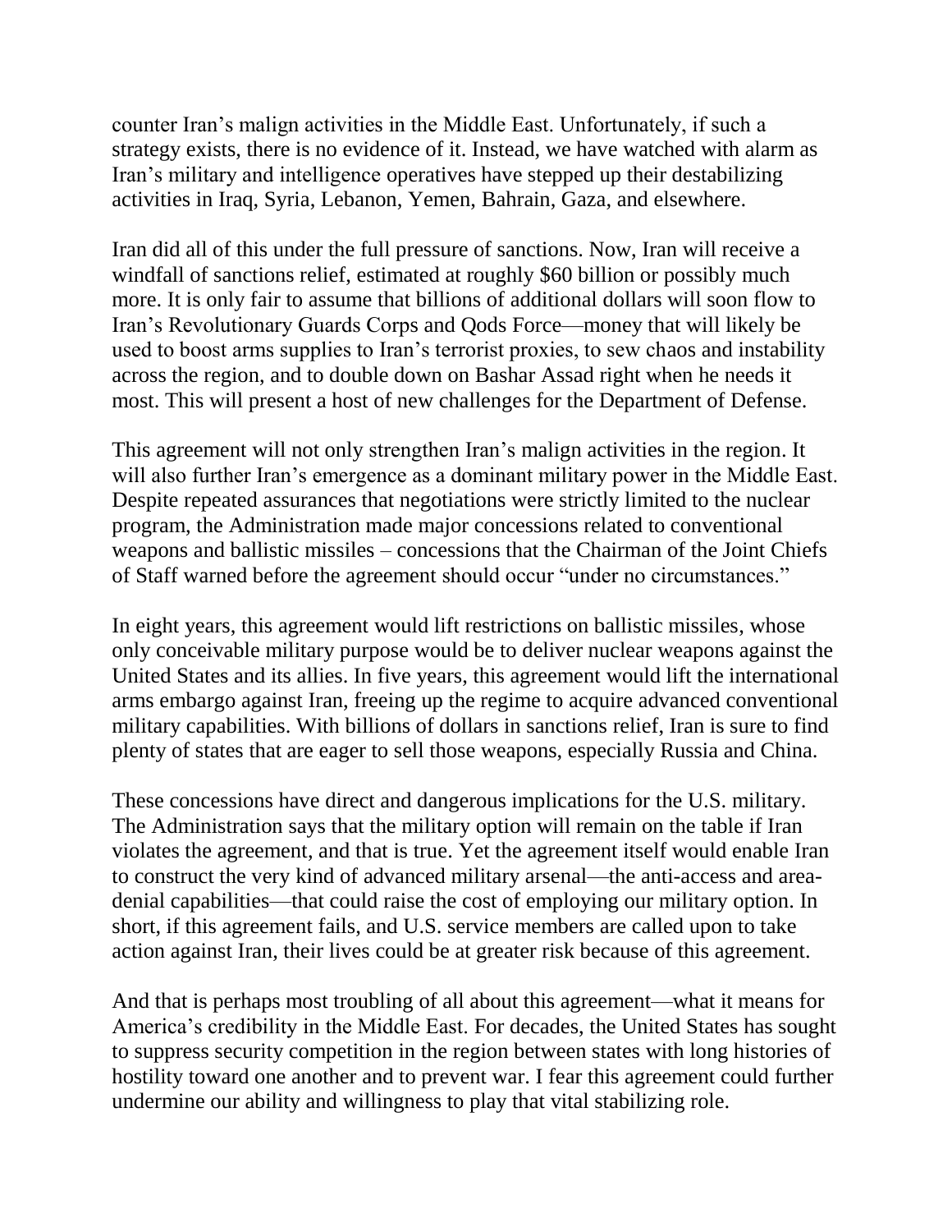counter Iran's malign activities in the Middle East. Unfortunately, if such a strategy exists, there is no evidence of it. Instead, we have watched with alarm as Iran's military and intelligence operatives have stepped up their destabilizing activities in Iraq, Syria, Lebanon, Yemen, Bahrain, Gaza, and elsewhere.

Iran did all of this under the full pressure of sanctions. Now, Iran will receive a windfall of sanctions relief, estimated at roughly $60 billion or possibly much more. It is only fair to assume that billions of additional dollars will soon flow to Iran's Revolutionary Guards Corps and Qods Force—money that will likely be used to boost arms supplies to Iran's terrorist proxies, to sew chaos and instability across the region, and to double down on Bashar Assad right when he needs it most. This will present a host of new challenges for the Department of Defense.

This agreement will not only strengthen Iran's malign activities in the region. It will also further Iran's emergence as a dominant military power in the Middle East. Despite repeated assurances that negotiations were strictly limited to the nuclear program, the Administration made major concessions related to conventional weapons and ballistic missiles – concessions that the Chairman of the Joint Chiefs of Staff warned before the agreement should occur "under no circumstances."

In eight years, this agreement would lift restrictions on ballistic missiles, whose only conceivable military purpose would be to deliver nuclear weapons against the United States and its allies. In five years, this agreement would lift the international arms embargo against Iran, freeing up the regime to acquire advanced conventional military capabilities. With billions of dollars in sanctions relief, Iran is sure to find plenty of states that are eager to sell those weapons, especially Russia and China.

These concessions have direct and dangerous implications for the U.S. military. The Administration says that the military option will remain on the table if Iran violates the agreement, and that is true. Yet the agreement itself would enable Iran to construct the very kind of advanced military arsenal—the anti-access and area-denial capabilities—that could raise the cost of employing our military option. In short, if this agreement fails, and U.S. service members are called upon to take action against Iran, their lives could be at greater risk because of this agreement.

And that is perhaps most troubling of all about this agreement—what it means for America's credibility in the Middle East. For decades, the United States has sought to suppress security competition in the region between states with long histories of hostility toward one another and to prevent war. I fear this agreement could further undermine our ability and willingness to play that vital stabilizing role.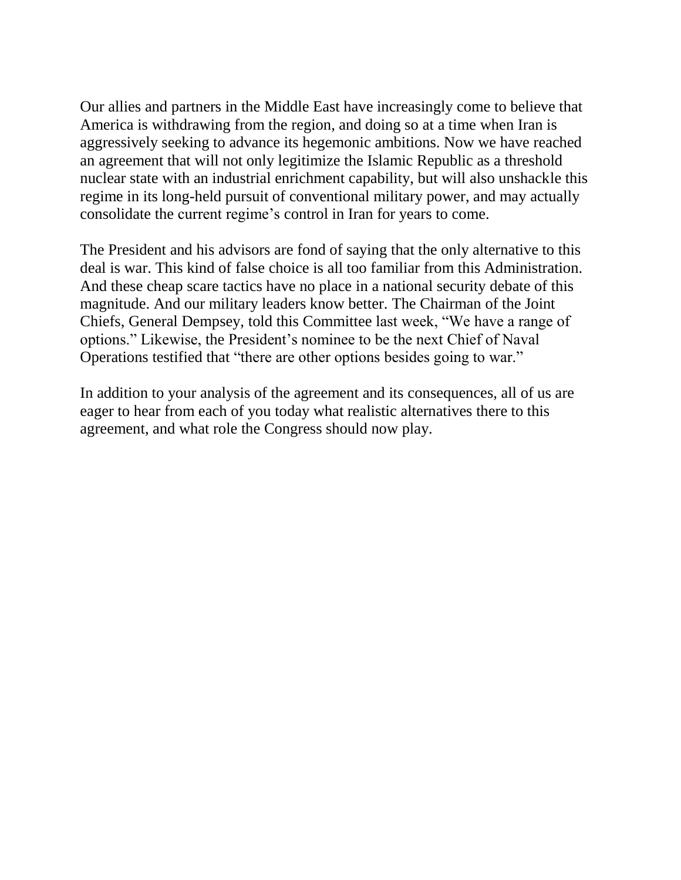Our allies and partners in the Middle East have increasingly come to believe that America is withdrawing from the region, and doing so at a time when Iran is aggressively seeking to advance its hegemonic ambitions. Now we have reached an agreement that will not only legitimize the Islamic Republic as a threshold nuclear state with an industrial enrichment capability, but will also unshackle this regime in its long-held pursuit of conventional military power, and may actually consolidate the current regime's control in Iran for years to come.

The President and his advisors are fond of saying that the only alternative to this deal is war. This kind of false choice is all too familiar from this Administration. And these cheap scare tactics have no place in a national security debate of this magnitude. And our military leaders know better. The Chairman of the Joint Chiefs, General Dempsey, told this Committee last week, "We have a range of options." Likewise, the President's nominee to be the next Chief of Naval Operations testified that "there are other options besides going to war."

In addition to your analysis of the agreement and its consequences, all of us are eager to hear from each of you today what realistic alternatives there to this agreement, and what role the Congress should now play.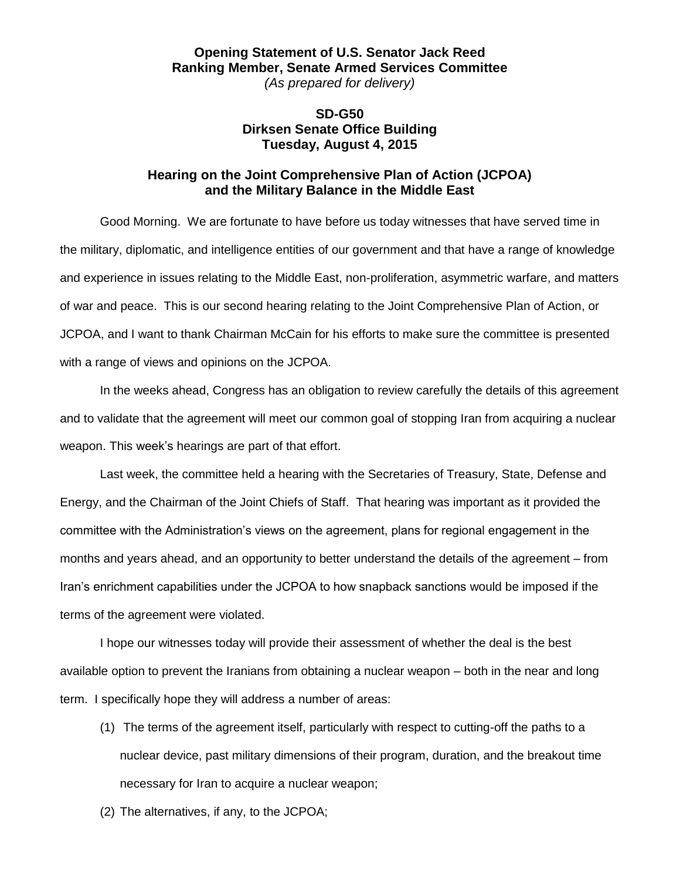**Opening Statement of U.S. Senator Jack Reed**
**Ranking Member, Senate Armed Services Committee**
*(As prepared for delivery)*

**SD-G50**
**Dirksen Senate Office Building**
**Tuesday, August 4, 2015**

## Hearing on the Joint Comprehensive Plan of Action (JCPOA) and the Military Balance in the Middle East

Good Morning. We are fortunate to have before us today witnesses that have served time in the military, diplomatic, and intelligence entities of our government and that have a range of knowledge and experience in issues relating to the Middle East, non-proliferation, asymmetric warfare, and matters of war and peace. This is our second hearing relating to the Joint Comprehensive Plan of Action, or JCPOA, and I want to thank Chairman McCain for his efforts to make sure the committee is presented with a range of views and opinions on the JCPOA.

In the weeks ahead, Congress has an obligation to review carefully the details of this agreement and to validate that the agreement will meet our common goal of stopping Iran from acquiring a nuclear weapon. This week's hearings are part of that effort.

Last week, the committee held a hearing with the Secretaries of Treasury, State, Defense and Energy, and the Chairman of the Joint Chiefs of Staff. That hearing was important as it provided the committee with the Administration's views on the agreement, plans for regional engagement in the months and years ahead, and an opportunity to better understand the details of the agreement – from Iran's enrichment capabilities under the JCPOA to how snapback sanctions would be imposed if the terms of the agreement were violated.

I hope our witnesses today will provide their assessment of whether the deal is the best available option to prevent the Iranians from obtaining a nuclear weapon – both in the near and long term. I specifically hope they will address a number of areas:

(1) The terms of the agreement itself, particularly with respect to cutting-off the paths to a nuclear device, past military dimensions of their program, duration, and the breakout time necessary for Iran to acquire a nuclear weapon;

(2) The alternatives, if any, to the JCPOA;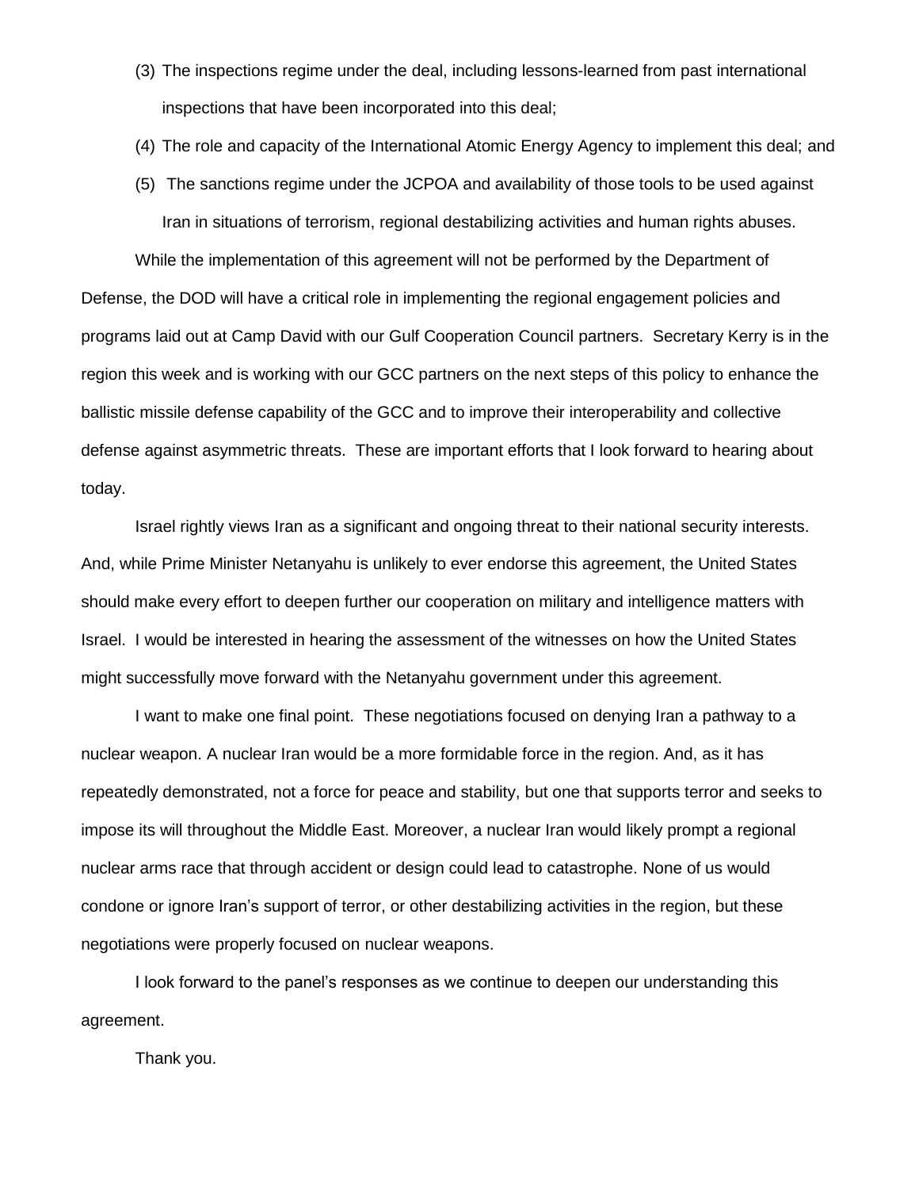(3) The inspections regime under the deal, including lessons-learned from past international inspections that have been incorporated into this deal;

(4) The role and capacity of the International Atomic Energy Agency to implement this deal; and

(5) The sanctions regime under the JCPOA and availability of those tools to be used against Iran in situations of terrorism, regional destabilizing activities and human rights abuses.

While the implementation of this agreement will not be performed by the Department of Defense, the DOD will have a critical role in implementing the regional engagement policies and programs laid out at Camp David with our Gulf Cooperation Council partners. Secretary Kerry is in the region this week and is working with our GCC partners on the next steps of this policy to enhance the ballistic missile defense capability of the GCC and to improve their interoperability and collective defense against asymmetric threats. These are important efforts that I look forward to hearing about today.

Israel rightly views Iran as a significant and ongoing threat to their national security interests. And, while Prime Minister Netanyahu is unlikely to ever endorse this agreement, the United States should make every effort to deepen further our cooperation on military and intelligence matters with Israel. I would be interested in hearing the assessment of the witnesses on how the United States might successfully move forward with the Netanyahu government under this agreement.

I want to make one final point. These negotiations focused on denying Iran a pathway to a nuclear weapon. A nuclear Iran would be a more formidable force in the region. And, as it has repeatedly demonstrated, not a force for peace and stability, but one that supports terror and seeks to impose its will throughout the Middle East. Moreover, a nuclear Iran would likely prompt a regional nuclear arms race that through accident or design could lead to catastrophe. None of us would condone or ignore Iran's support of terror, or other destabilizing activities in the region, but these negotiations were properly focused on nuclear weapons.

I look forward to the panel's responses as we continue to deepen our understanding this agreement.

Thank you.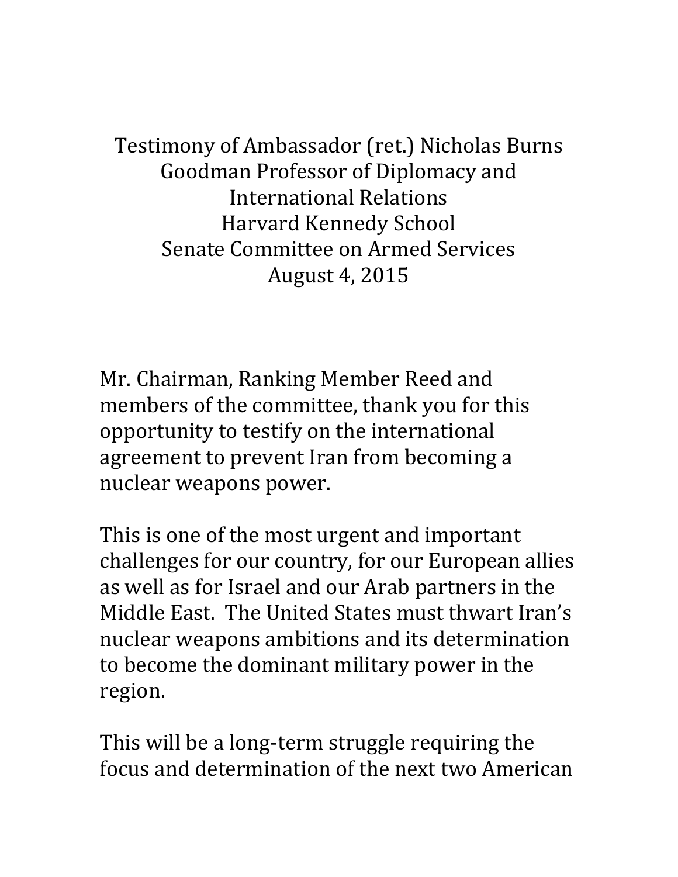Testimony of Ambassador (ret.) Nicholas Burns
Goodman Professor of Diplomacy and International Relations
Harvard Kennedy School
Senate Committee on Armed Services
August 4, 2015

Mr. Chairman, Ranking Member Reed and members of the committee, thank you for this opportunity to testify on the international agreement to prevent Iran from becoming a nuclear weapons power.

This is one of the most urgent and important challenges for our country, for our European allies as well as for Israel and our Arab partners in the Middle East. The United States must thwart Iran's nuclear weapons ambitions and its determination to become the dominant military power in the region.

This will be a long-term struggle requiring the focus and determination of the next two American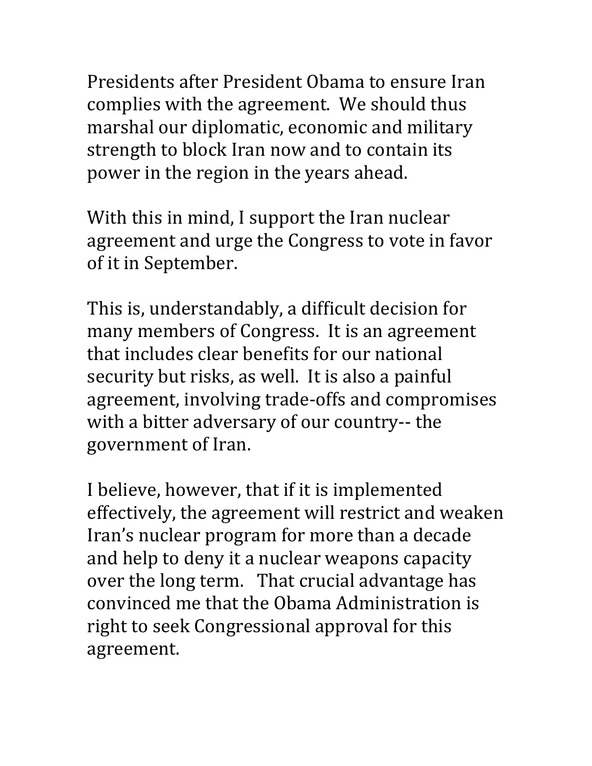Presidents after President Obama to ensure Iran complies with the agreement. We should thus marshal our diplomatic, economic and military strength to block Iran now and to contain its power in the region in the years ahead.

With this in mind, I support the Iran nuclear agreement and urge the Congress to vote in favor of it in September.

This is, understandably, a difficult decision for many members of Congress. It is an agreement that includes clear benefits for our national security but risks, as well. It is also a painful agreement, involving trade-offs and compromises with a bitter adversary of our country-- the government of Iran.

I believe, however, that if it is implemented effectively, the agreement will restrict and weaken Iran's nuclear program for more than a decade and help to deny it a nuclear weapons capacity over the long term. That crucial advantage has convinced me that the Obama Administration is right to seek Congressional approval for this agreement.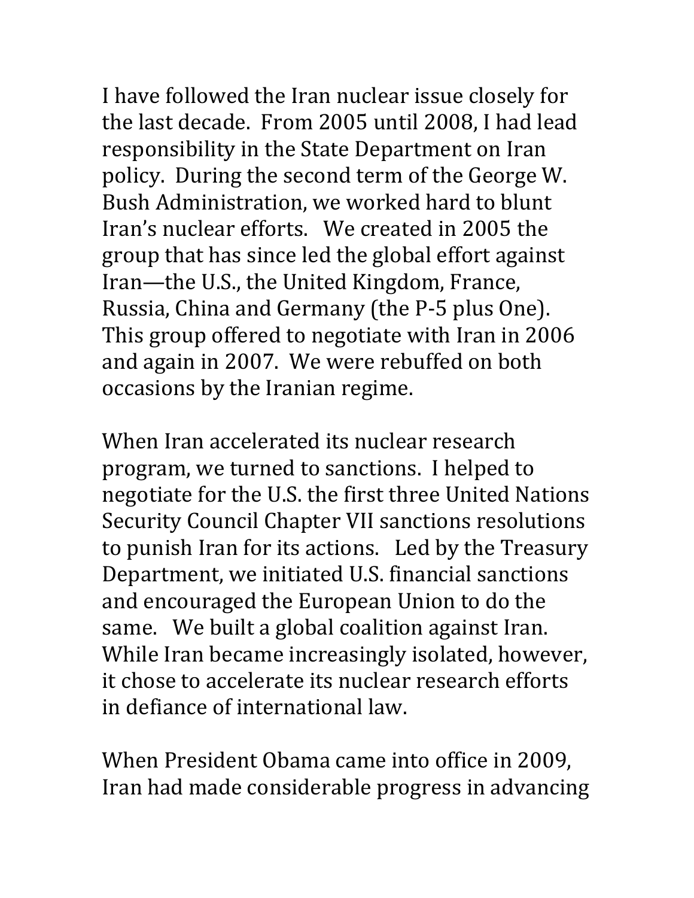I have followed the Iran nuclear issue closely for the last decade. From 2005 until 2008, I had lead responsibility in the State Department on Iran policy. During the second term of the George W. Bush Administration, we worked hard to blunt Iran's nuclear efforts. We created in 2005 the group that has since led the global effort against Iran—the U.S., the United Kingdom, France, Russia, China and Germany (the P-5 plus One). This group offered to negotiate with Iran in 2006 and again in 2007. We were rebuffed on both occasions by the Iranian regime.

When Iran accelerated its nuclear research program, we turned to sanctions. I helped to negotiate for the U.S. the first three United Nations Security Council Chapter VII sanctions resolutions to punish Iran for its actions. Led by the Treasury Department, we initiated U.S. financial sanctions and encouraged the European Union to do the same. We built a global coalition against Iran. While Iran became increasingly isolated, however, it chose to accelerate its nuclear research efforts in defiance of international law.

When President Obama came into office in 2009, Iran had made considerable progress in advancing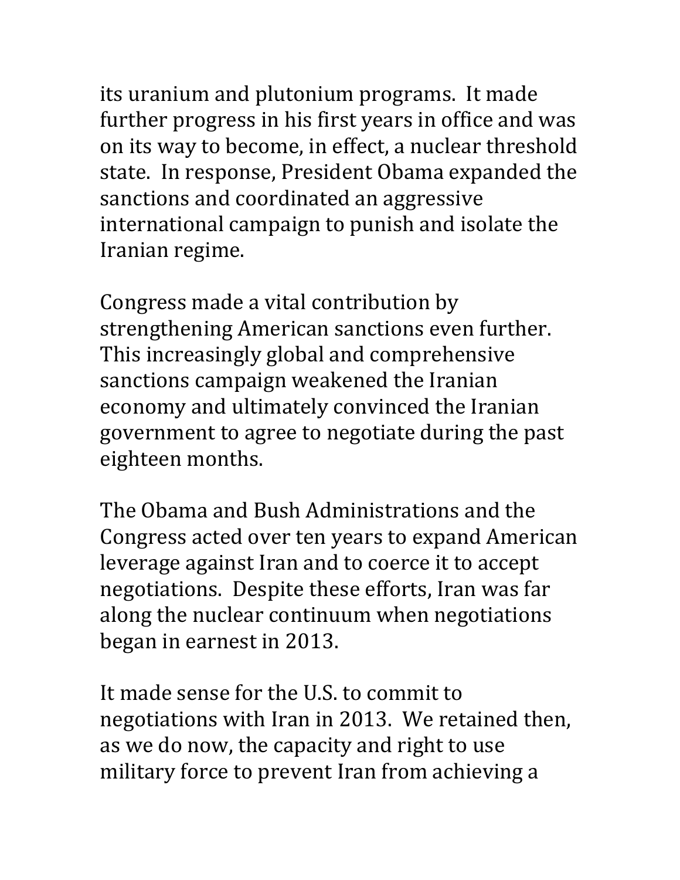its uranium and plutonium programs. It made further progress in his first years in office and was on its way to become, in effect, a nuclear threshold state. In response, President Obama expanded the sanctions and coordinated an aggressive international campaign to punish and isolate the Iranian regime.

Congress made a vital contribution by strengthening American sanctions even further. This increasingly global and comprehensive sanctions campaign weakened the Iranian economy and ultimately convinced the Iranian government to agree to negotiate during the past eighteen months.

The Obama and Bush Administrations and the Congress acted over ten years to expand American leverage against Iran and to coerce it to accept negotiations. Despite these efforts, Iran was far along the nuclear continuum when negotiations began in earnest in 2013.

It made sense for the U.S. to commit to negotiations with Iran in 2013. We retained then, as we do now, the capacity and right to use military force to prevent Iran from achieving a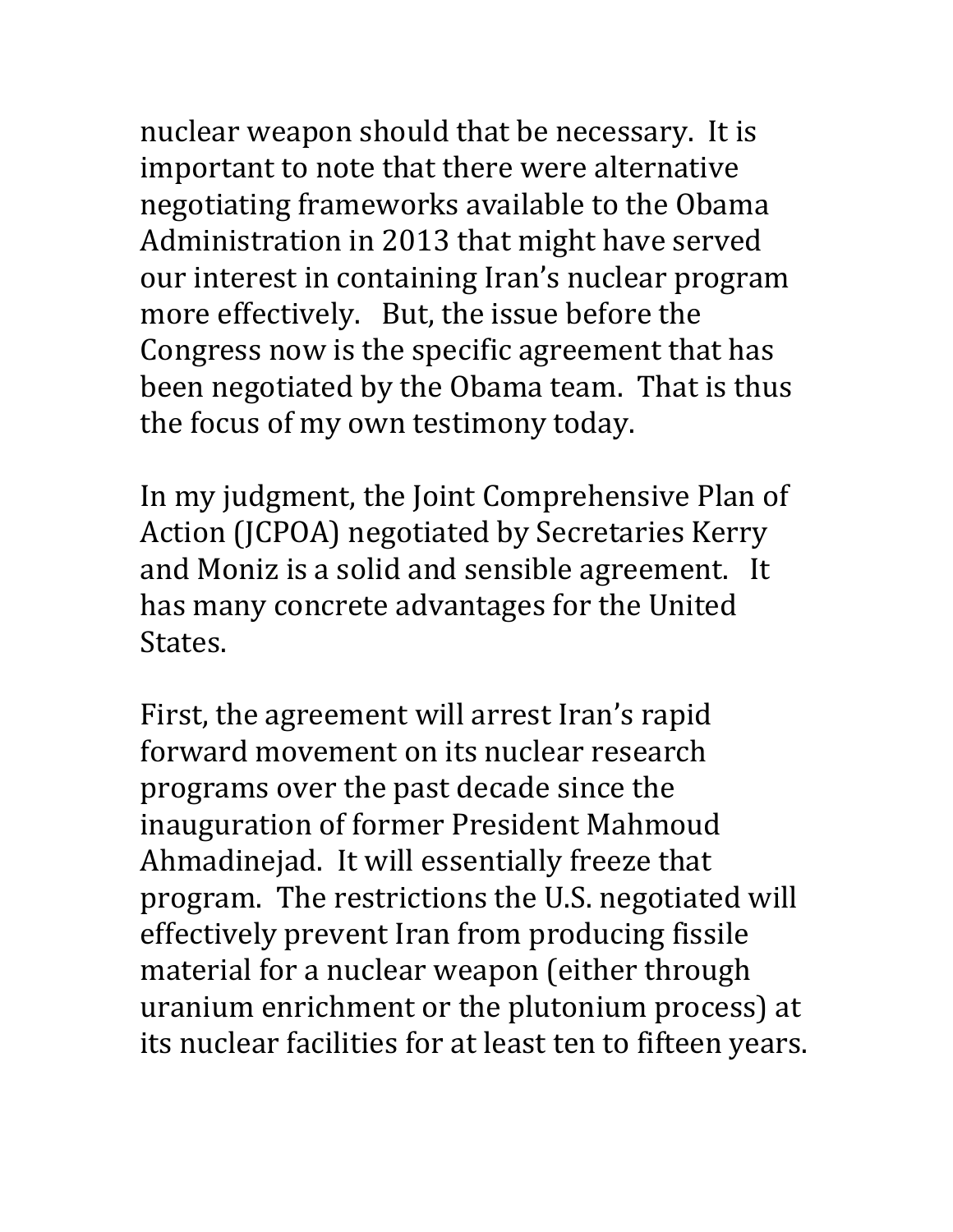nuclear weapon should that be necessary. It is important to note that there were alternative negotiating frameworks available to the Obama Administration in 2013 that might have served our interest in containing Iran's nuclear program more effectively. But, the issue before the Congress now is the specific agreement that has been negotiated by the Obama team. That is thus the focus of my own testimony today.

In my judgment, the Joint Comprehensive Plan of Action (JCPOA) negotiated by Secretaries Kerry and Moniz is a solid and sensible agreement. It has many concrete advantages for the United States.

First, the agreement will arrest Iran's rapid forward movement on its nuclear research programs over the past decade since the inauguration of former President Mahmoud Ahmadinejad. It will essentially freeze that program. The restrictions the U.S. negotiated will effectively prevent Iran from producing fissile material for a nuclear weapon (either through uranium enrichment or the plutonium process) at its nuclear facilities for at least ten to fifteen years.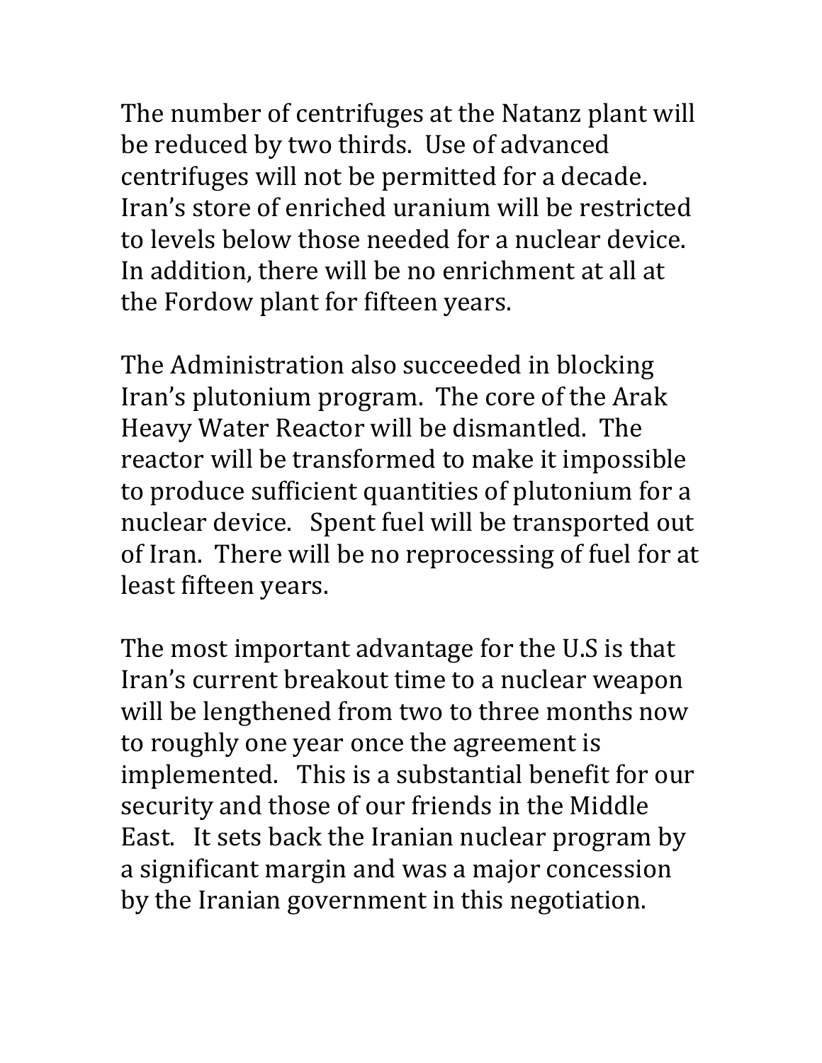The number of centrifuges at the Natanz plant will be reduced by two thirds. Use of advanced centrifuges will not be permitted for a decade. Iran's store of enriched uranium will be restricted to levels below those needed for a nuclear device. In addition, there will be no enrichment at all at the Fordow plant for fifteen years.

The Administration also succeeded in blocking Iran's plutonium program. The core of the Arak Heavy Water Reactor will be dismantled. The reactor will be transformed to make it impossible to produce sufficient quantities of plutonium for a nuclear device. Spent fuel will be transported out of Iran. There will be no reprocessing of fuel for at least fifteen years.

The most important advantage for the U.S is that Iran's current breakout time to a nuclear weapon will be lengthened from two to three months now to roughly one year once the agreement is implemented. This is a substantial benefit for our security and those of our friends in the Middle East. It sets back the Iranian nuclear program by a significant margin and was a major concession by the Iranian government in this negotiation.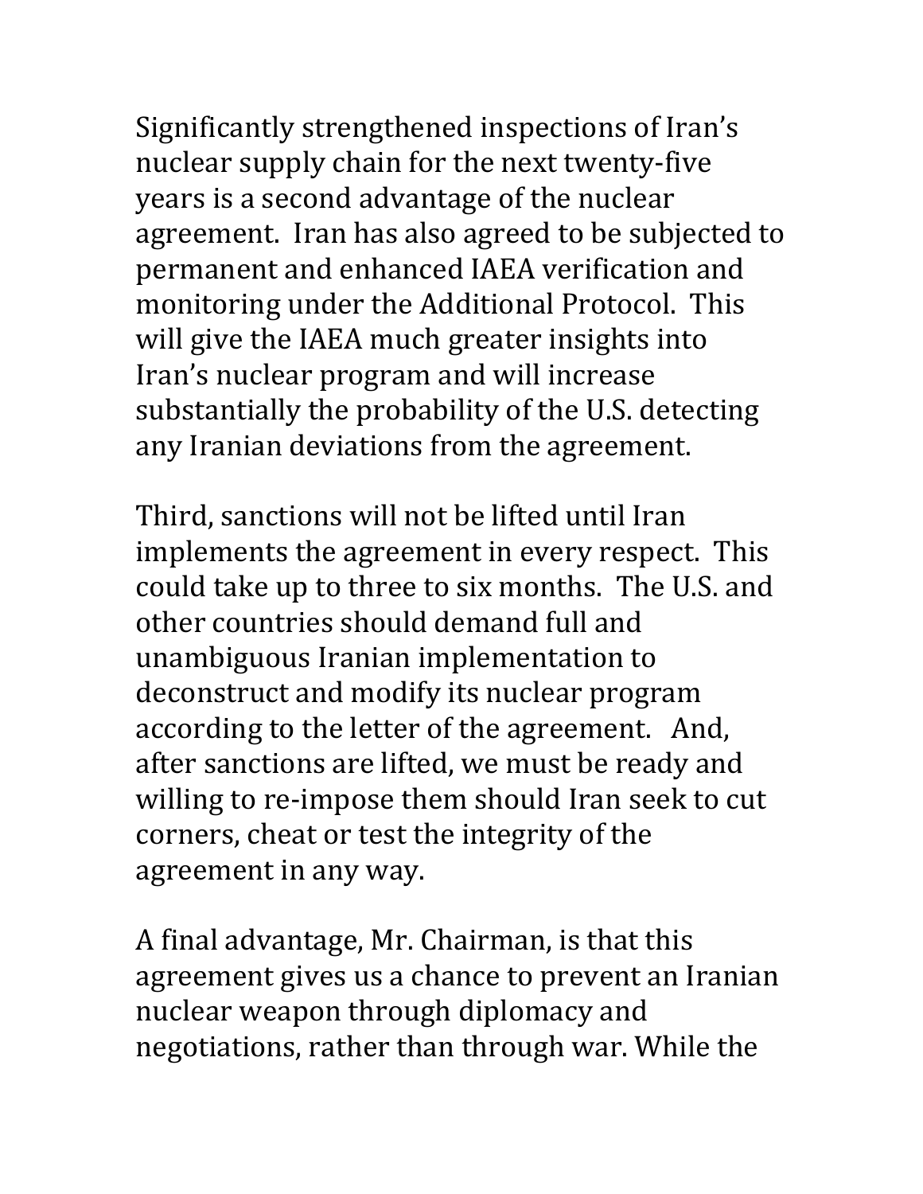Significantly strengthened inspections of Iran's nuclear supply chain for the next twenty-five years is a second advantage of the nuclear agreement. Iran has also agreed to be subjected to permanent and enhanced IAEA verification and monitoring under the Additional Protocol. This will give the IAEA much greater insights into Iran's nuclear program and will increase substantially the probability of the U.S. detecting any Iranian deviations from the agreement.

Third, sanctions will not be lifted until Iran implements the agreement in every respect. This could take up to three to six months. The U.S. and other countries should demand full and unambiguous Iranian implementation to deconstruct and modify its nuclear program according to the letter of the agreement. And, after sanctions are lifted, we must be ready and willing to re-impose them should Iran seek to cut corners, cheat or test the integrity of the agreement in any way.

A final advantage, Mr. Chairman, is that this agreement gives us a chance to prevent an Iranian nuclear weapon through diplomacy and negotiations, rather than through war. While the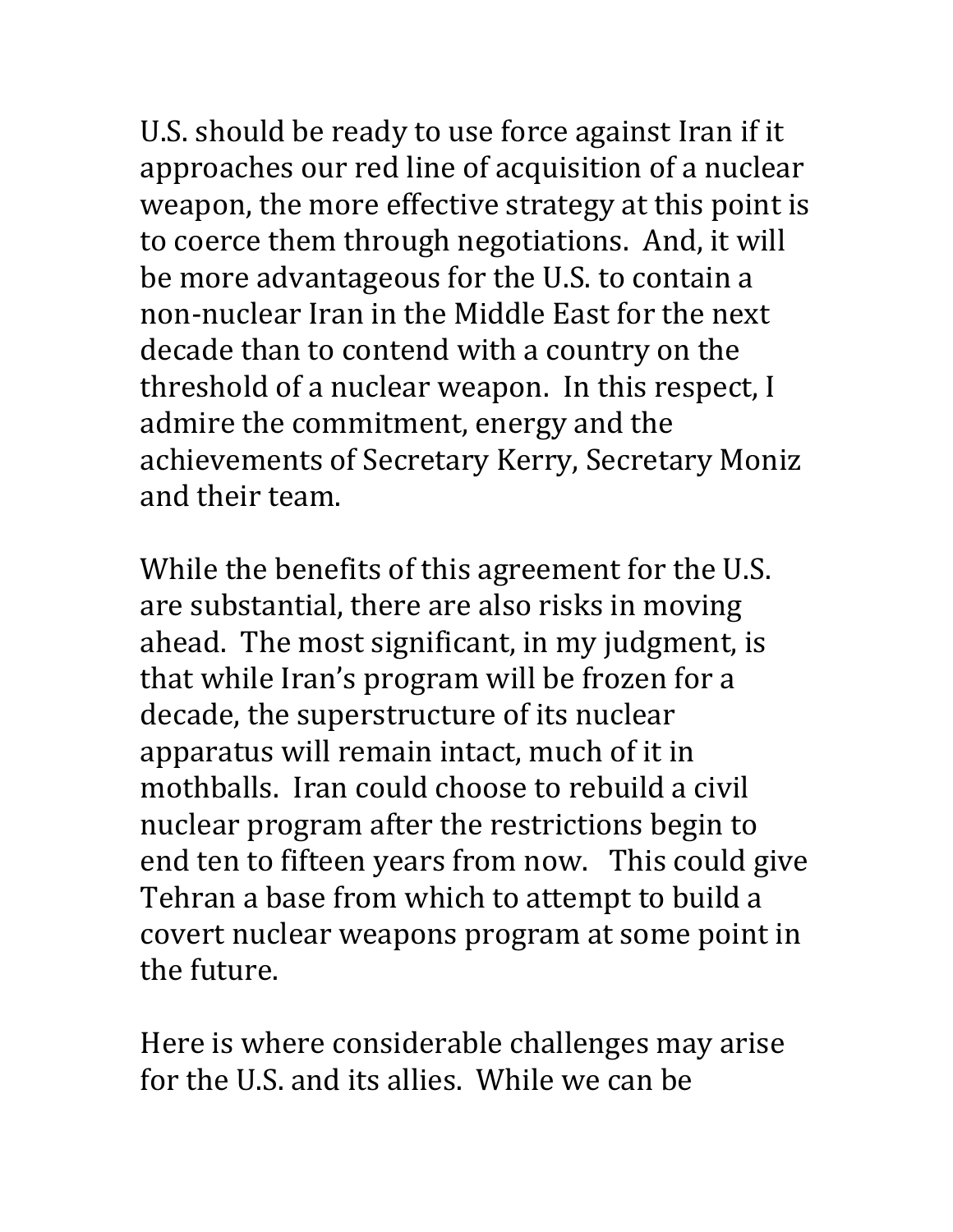U.S. should be ready to use force against Iran if it approaches our red line of acquisition of a nuclear weapon, the more effective strategy at this point is to coerce them through negotiations. And, it will be more advantageous for the U.S. to contain a non-nuclear Iran in the Middle East for the next decade than to contend with a country on the threshold of a nuclear weapon. In this respect, I admire the commitment, energy and the achievements of Secretary Kerry, Secretary Moniz and their team.

While the benefits of this agreement for the U.S. are substantial, there are also risks in moving ahead. The most significant, in my judgment, is that while Iran's program will be frozen for a decade, the superstructure of its nuclear apparatus will remain intact, much of it in mothballs. Iran could choose to rebuild a civil nuclear program after the restrictions begin to end ten to fifteen years from now. This could give Tehran a base from which to attempt to build a covert nuclear weapons program at some point in the future.

Here is where considerable challenges may arise for the U.S. and its allies. While we can be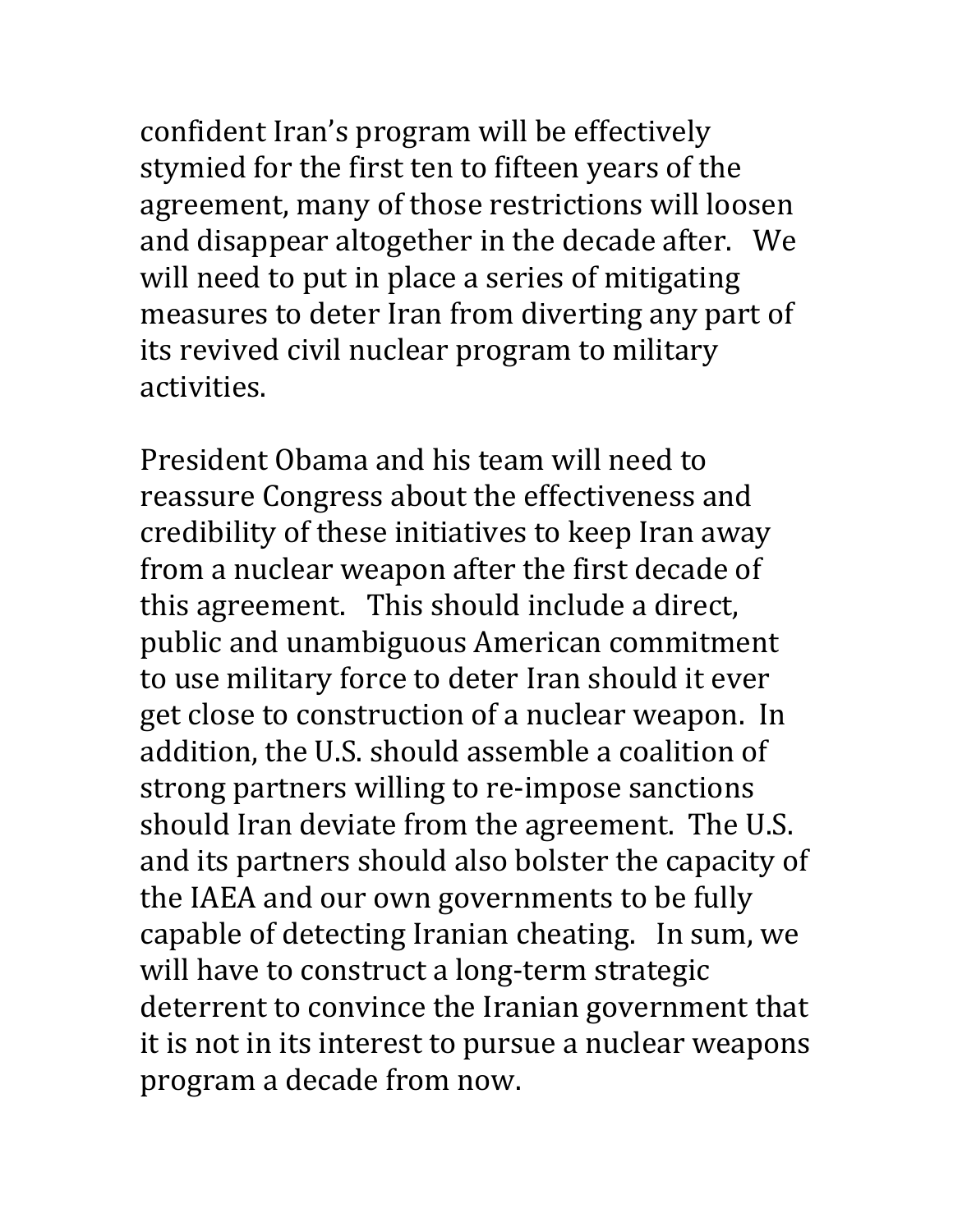confident Iran's program will be effectively stymied for the first ten to fifteen years of the agreement, many of those restrictions will loosen and disappear altogether in the decade after. We will need to put in place a series of mitigating measures to deter Iran from diverting any part of its revived civil nuclear program to military activities.

President Obama and his team will need to reassure Congress about the effectiveness and credibility of these initiatives to keep Iran away from a nuclear weapon after the first decade of this agreement. This should include a direct, public and unambiguous American commitment to use military force to deter Iran should it ever get close to construction of a nuclear weapon. In addition, the U.S. should assemble a coalition of strong partners willing to re-impose sanctions should Iran deviate from the agreement. The U.S. and its partners should also bolster the capacity of the IAEA and our own governments to be fully capable of detecting Iranian cheating. In sum, we will have to construct a long-term strategic deterrent to convince the Iranian government that it is not in its interest to pursue a nuclear weapons program a decade from now.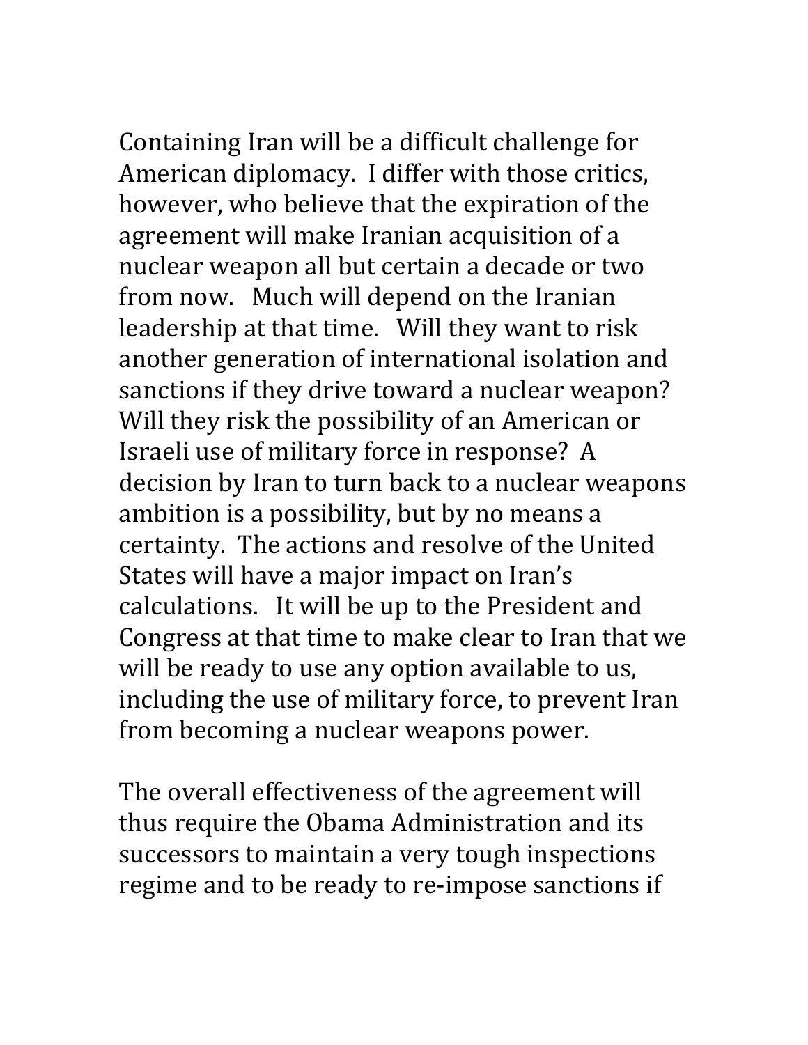Containing Iran will be a difficult challenge for American diplomacy. I differ with those critics, however, who believe that the expiration of the agreement will make Iranian acquisition of a nuclear weapon all but certain a decade or two from now. Much will depend on the Iranian leadership at that time. Will they want to risk another generation of international isolation and sanctions if they drive toward a nuclear weapon? Will they risk the possibility of an American or Israeli use of military force in response? A decision by Iran to turn back to a nuclear weapons ambition is a possibility, but by no means a certainty. The actions and resolve of the United States will have a major impact on Iran's calculations. It will be up to the President and Congress at that time to make clear to Iran that we will be ready to use any option available to us, including the use of military force, to prevent Iran from becoming a nuclear weapons power.

The overall effectiveness of the agreement will thus require the Obama Administration and its successors to maintain a very tough inspections regime and to be ready to re-impose sanctions if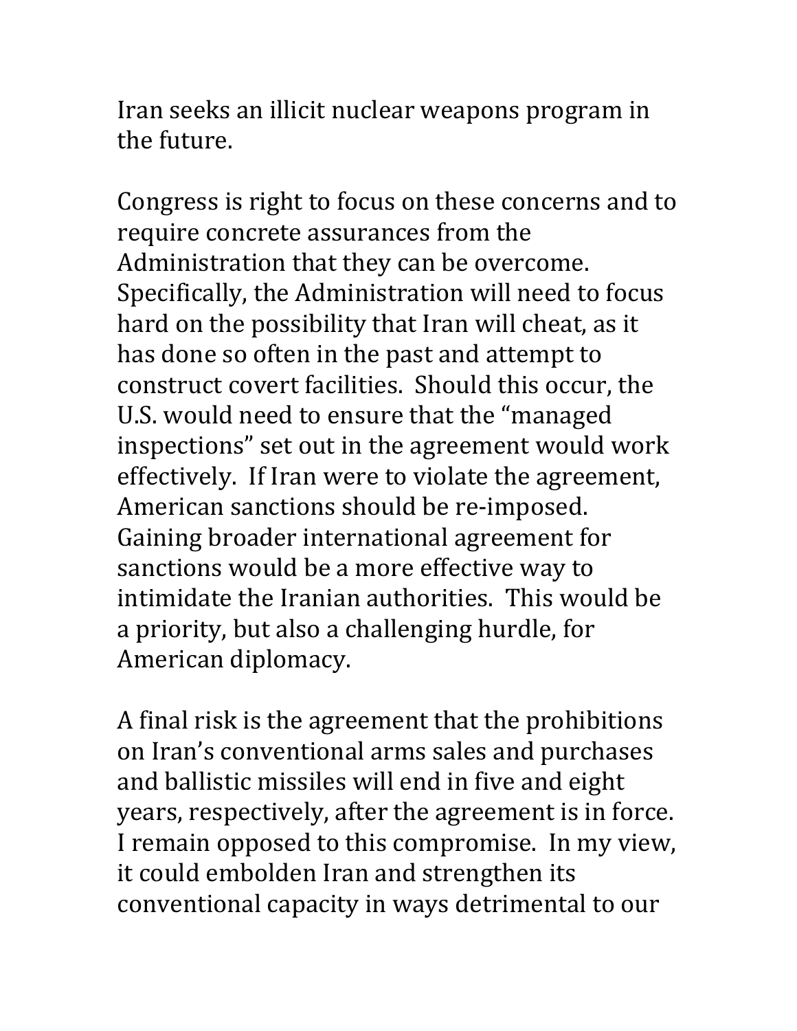Iran seeks an illicit nuclear weapons program in the future.

Congress is right to focus on these concerns and to require concrete assurances from the Administration that they can be overcome. Specifically, the Administration will need to focus hard on the possibility that Iran will cheat, as it has done so often in the past and attempt to construct covert facilities. Should this occur, the U.S. would need to ensure that the "managed inspections" set out in the agreement would work effectively. If Iran were to violate the agreement, American sanctions should be re-imposed. Gaining broader international agreement for sanctions would be a more effective way to intimidate the Iranian authorities. This would be a priority, but also a challenging hurdle, for American diplomacy.

A final risk is the agreement that the prohibitions on Iran's conventional arms sales and purchases and ballistic missiles will end in five and eight years, respectively, after the agreement is in force. I remain opposed to this compromise. In my view, it could embolden Iran and strengthen its conventional capacity in ways detrimental to our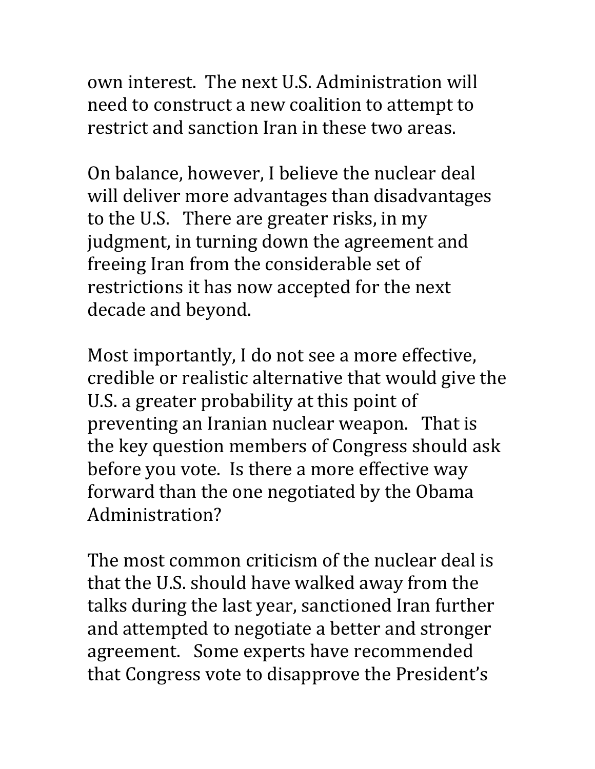own interest. The next U.S. Administration will need to construct a new coalition to attempt to restrict and sanction Iran in these two areas.

On balance, however, I believe the nuclear deal will deliver more advantages than disadvantages to the U.S. There are greater risks, in my judgment, in turning down the agreement and freeing Iran from the considerable set of restrictions it has now accepted for the next decade and beyond.

Most importantly, I do not see a more effective, credible or realistic alternative that would give the U.S. a greater probability at this point of preventing an Iranian nuclear weapon. That is the key question members of Congress should ask before you vote. Is there a more effective way forward than the one negotiated by the Obama Administration?

The most common criticism of the nuclear deal is that the U.S. should have walked away from the talks during the last year, sanctioned Iran further and attempted to negotiate a better and stronger agreement. Some experts have recommended that Congress vote to disapprove the President's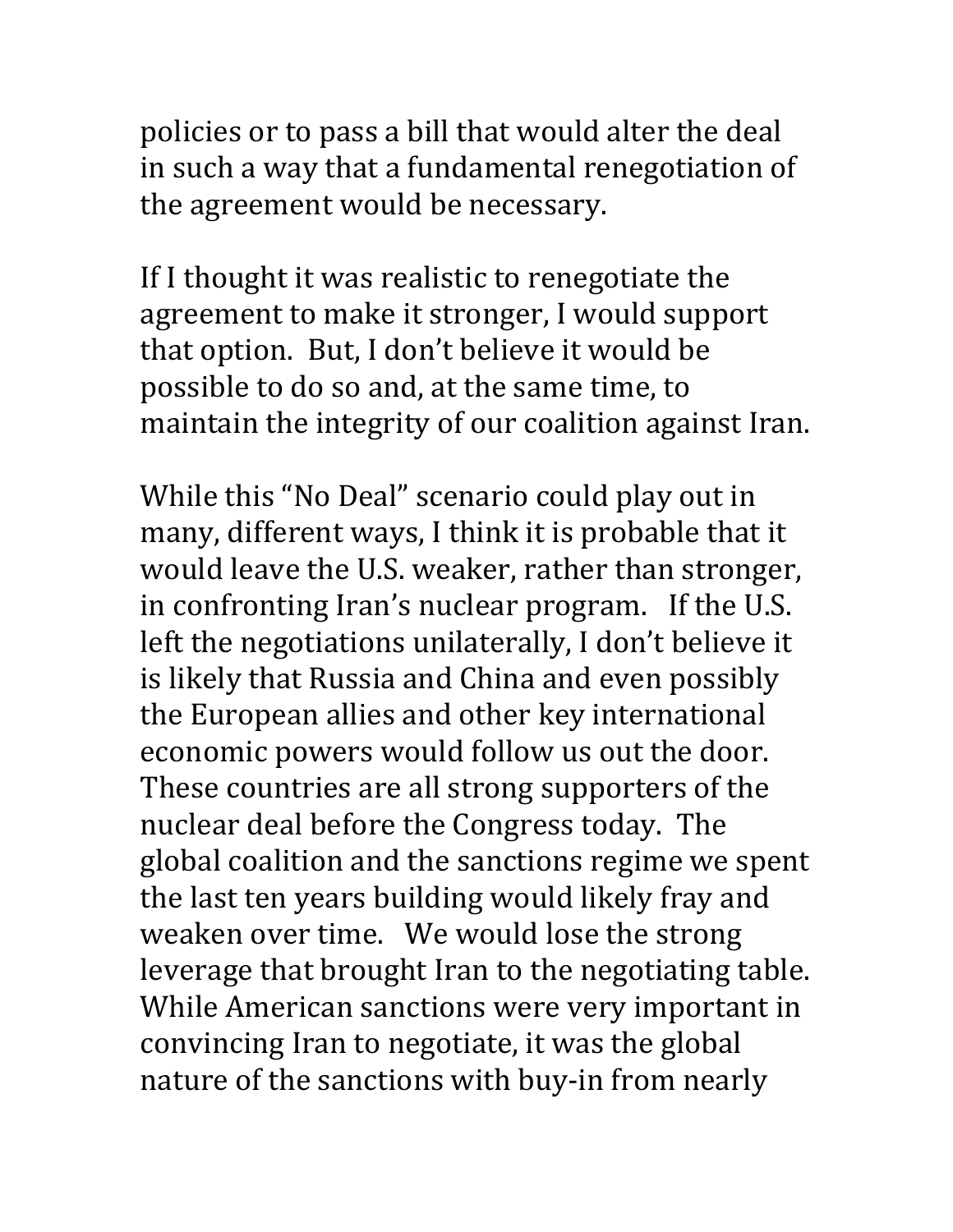policies or to pass a bill that would alter the deal in such a way that a fundamental renegotiation of the agreement would be necessary.

If I thought it was realistic to renegotiate the agreement to make it stronger, I would support that option. But, I don't believe it would be possible to do so and, at the same time, to maintain the integrity of our coalition against Iran.

While this "No Deal" scenario could play out in many, different ways, I think it is probable that it would leave the U.S. weaker, rather than stronger, in confronting Iran's nuclear program. If the U.S. left the negotiations unilaterally, I don't believe it is likely that Russia and China and even possibly the European allies and other key international economic powers would follow us out the door. These countries are all strong supporters of the nuclear deal before the Congress today. The global coalition and the sanctions regime we spent the last ten years building would likely fray and weaken over time. We would lose the strong leverage that brought Iran to the negotiating table. While American sanctions were very important in convincing Iran to negotiate, it was the global nature of the sanctions with buy-in from nearly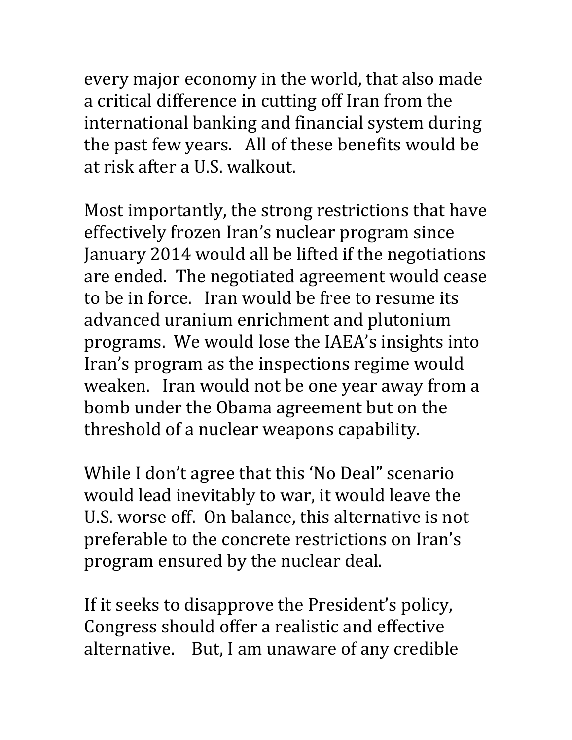every major economy in the world, that also made a critical difference in cutting off Iran from the international banking and financial system during the past few years. All of these benefits would be at risk after a U.S. walkout.

Most importantly, the strong restrictions that have effectively frozen Iran's nuclear program since January 2014 would all be lifted if the negotiations are ended. The negotiated agreement would cease to be in force. Iran would be free to resume its advanced uranium enrichment and plutonium programs. We would lose the IAEA's insights into Iran's program as the inspections regime would weaken. Iran would not be one year away from a bomb under the Obama agreement but on the threshold of a nuclear weapons capability.

While I don't agree that this 'No Deal" scenario would lead inevitably to war, it would leave the U.S. worse off. On balance, this alternative is not preferable to the concrete restrictions on Iran's program ensured by the nuclear deal.

If it seeks to disapprove the President's policy, Congress should offer a realistic and effective alternative. But, I am unaware of any credible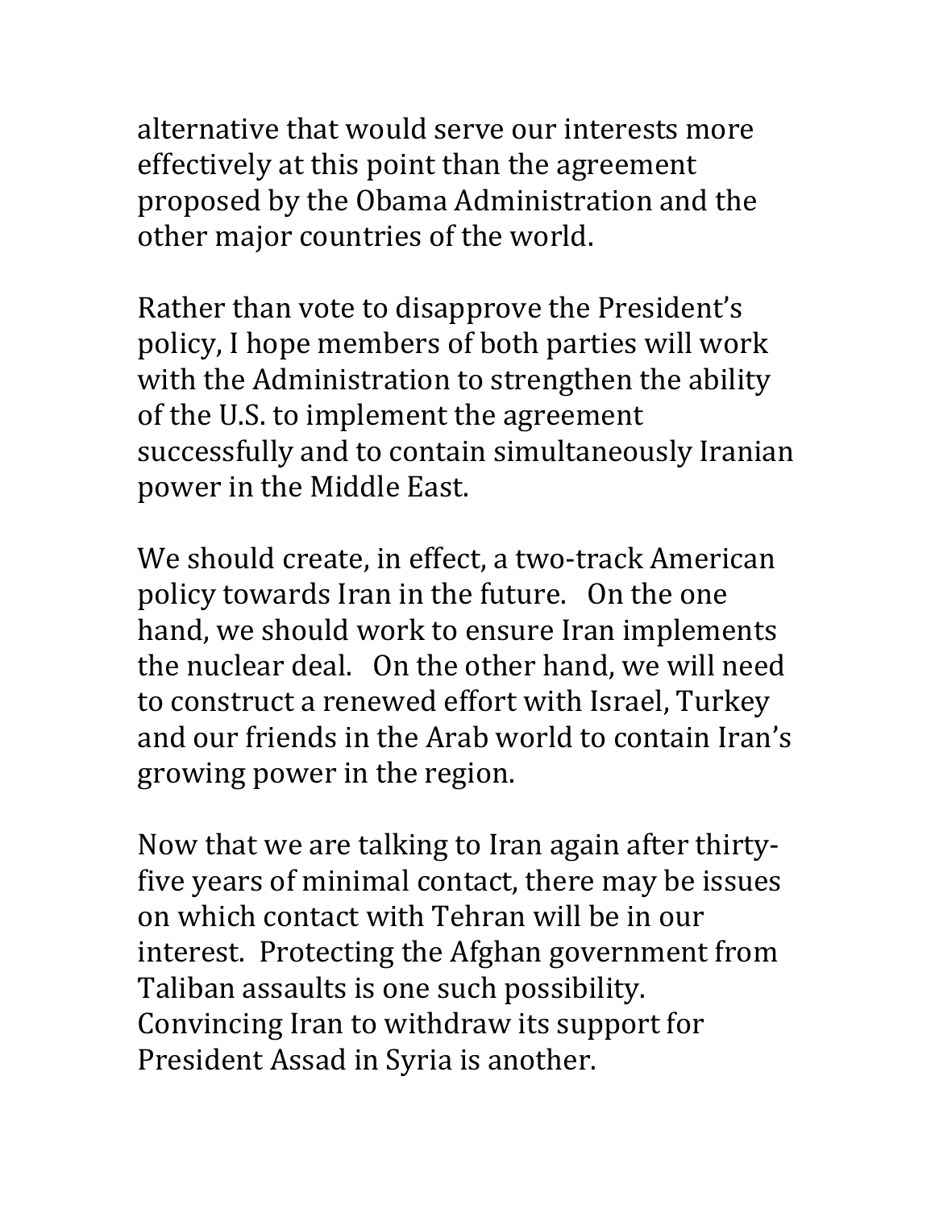alternative that would serve our interests more effectively at this point than the agreement proposed by the Obama Administration and the other major countries of the world.

Rather than vote to disapprove the President's policy, I hope members of both parties will work with the Administration to strengthen the ability of the U.S. to implement the agreement successfully and to contain simultaneously Iranian power in the Middle East.

We should create, in effect, a two-track American policy towards Iran in the future. On the one hand, we should work to ensure Iran implements the nuclear deal. On the other hand, we will need to construct a renewed effort with Israel, Turkey and our friends in the Arab world to contain Iran's growing power in the region.

Now that we are talking to Iran again after thirty-five years of minimal contact, there may be issues on which contact with Tehran will be in our interest. Protecting the Afghan government from Taliban assaults is one such possibility. Convincing Iran to withdraw its support for President Assad in Syria is another.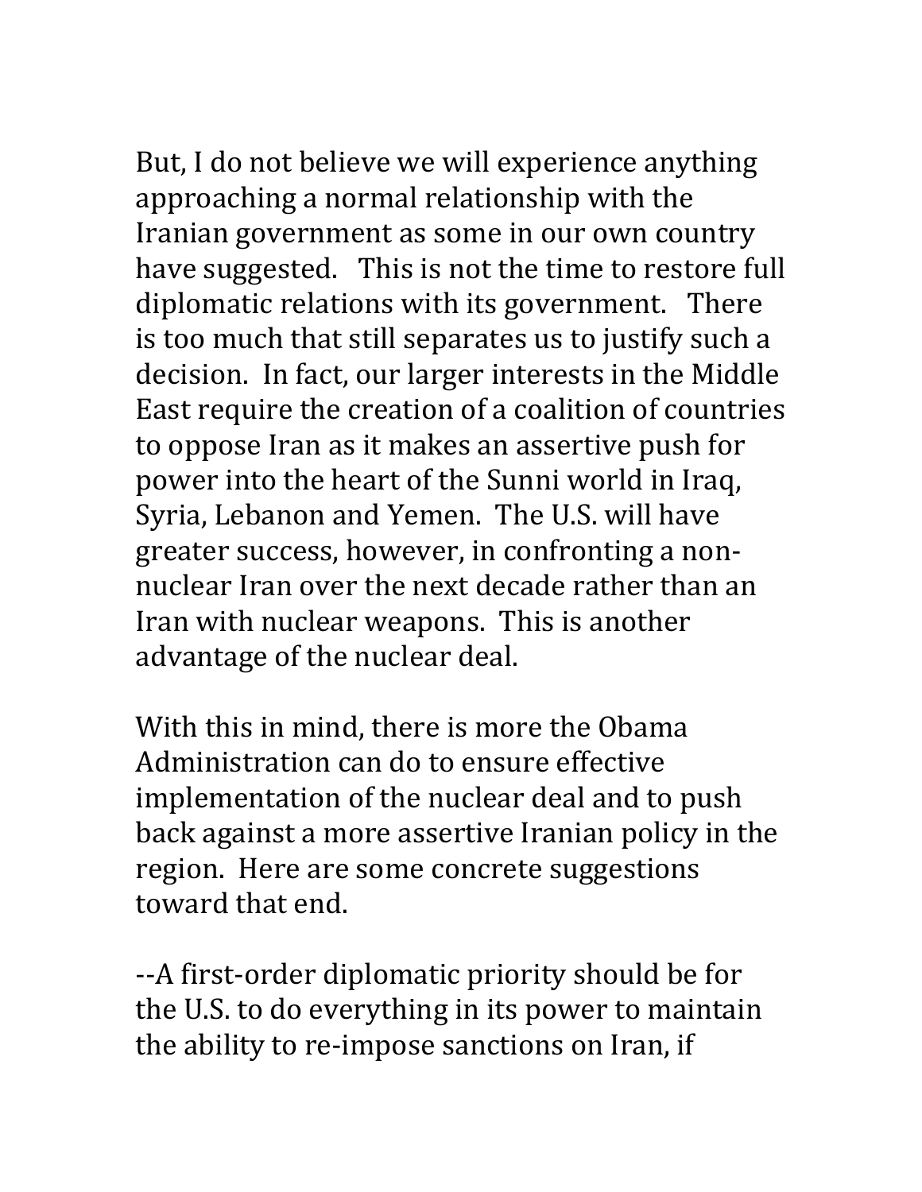But, I do not believe we will experience anything approaching a normal relationship with the Iranian government as some in our own country have suggested. This is not the time to restore full diplomatic relations with its government. There is too much that still separates us to justify such a decision. In fact, our larger interests in the Middle East require the creation of a coalition of countries to oppose Iran as it makes an assertive push for power into the heart of the Sunni world in Iraq, Syria, Lebanon and Yemen. The U.S. will have greater success, however, in confronting a non-nuclear Iran over the next decade rather than an Iran with nuclear weapons. This is another advantage of the nuclear deal.

With this in mind, there is more the Obama Administration can do to ensure effective implementation of the nuclear deal and to push back against a more assertive Iranian policy in the region. Here are some concrete suggestions toward that end.

--A first-order diplomatic priority should be for the U.S. to do everything in its power to maintain the ability to re-impose sanctions on Iran, if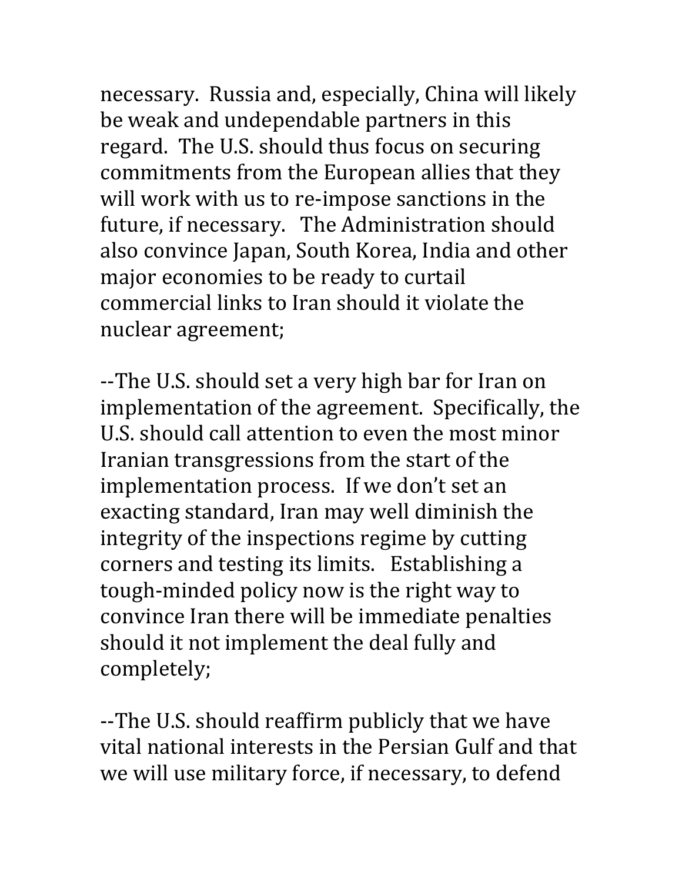necessary. Russia and, especially, China will likely be weak and undependable partners in this regard. The U.S. should thus focus on securing commitments from the European allies that they will work with us to re-impose sanctions in the future, if necessary. The Administration should also convince Japan, South Korea, India and other major economies to be ready to curtail commercial links to Iran should it violate the nuclear agreement;

--The U.S. should set a very high bar for Iran on implementation of the agreement. Specifically, the U.S. should call attention to even the most minor Iranian transgressions from the start of the implementation process. If we don't set an exacting standard, Iran may well diminish the integrity of the inspections regime by cutting corners and testing its limits. Establishing a tough-minded policy now is the right way to convince Iran there will be immediate penalties should it not implement the deal fully and completely;

--The U.S. should reaffirm publicly that we have vital national interests in the Persian Gulf and that we will use military force, if necessary, to defend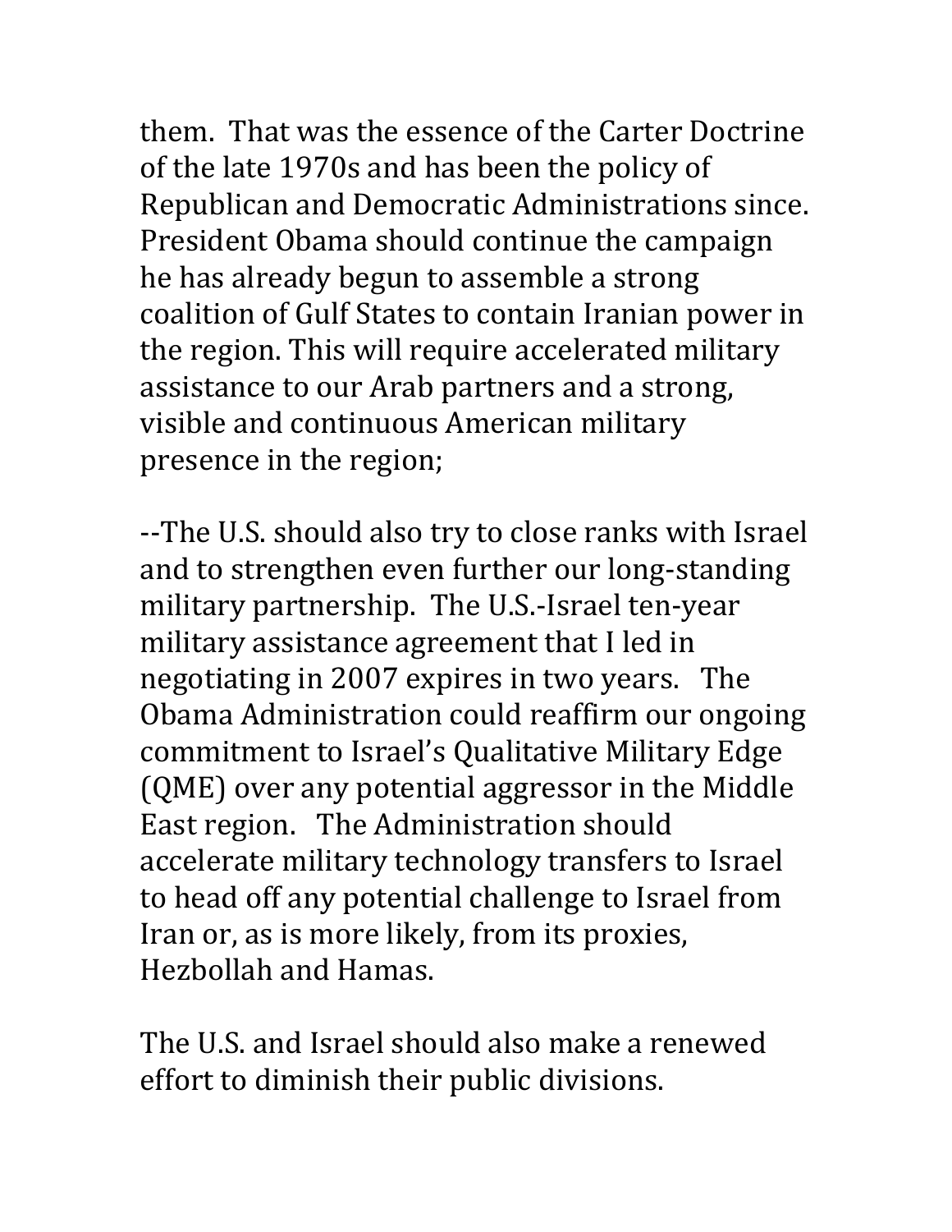them. That was the essence of the Carter Doctrine of the late 1970s and has been the policy of Republican and Democratic Administrations since. President Obama should continue the campaign he has already begun to assemble a strong coalition of Gulf States to contain Iranian power in the region. This will require accelerated military assistance to our Arab partners and a strong, visible and continuous American military presence in the region;

--The U.S. should also try to close ranks with Israel and to strengthen even further our long-standing military partnership. The U.S.-Israel ten-year military assistance agreement that I led in negotiating in 2007 expires in two years. The Obama Administration could reaffirm our ongoing commitment to Israel's Qualitative Military Edge (QME) over any potential aggressor in the Middle East region. The Administration should accelerate military technology transfers to Israel to head off any potential challenge to Israel from Iran or, as is more likely, from its proxies, Hezbollah and Hamas.

The U.S. and Israel should also make a renewed effort to diminish their public divisions.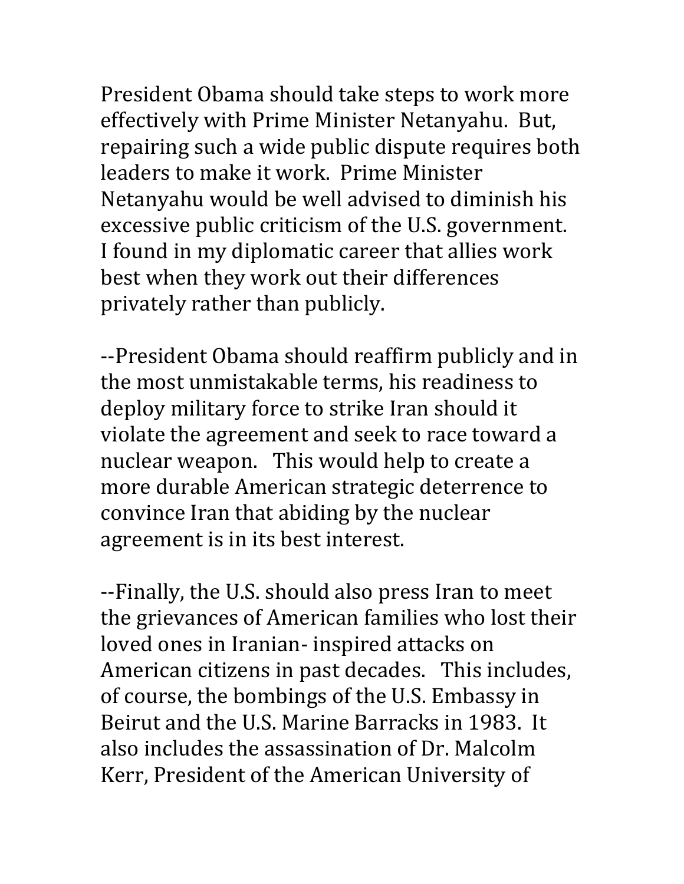President Obama should take steps to work more effectively with Prime Minister Netanyahu. But, repairing such a wide public dispute requires both leaders to make it work. Prime Minister Netanyahu would be well advised to diminish his excessive public criticism of the U.S. government. I found in my diplomatic career that allies work best when they work out their differences privately rather than publicly.

--President Obama should reaffirm publicly and in the most unmistakable terms, his readiness to deploy military force to strike Iran should it violate the agreement and seek to race toward a nuclear weapon. This would help to create a more durable American strategic deterrence to convince Iran that abiding by the nuclear agreement is in its best interest.

--Finally, the U.S. should also press Iran to meet the grievances of American families who lost their loved ones in Iranian- inspired attacks on American citizens in past decades. This includes, of course, the bombings of the U.S. Embassy in Beirut and the U.S. Marine Barracks in 1983. It also includes the assassination of Dr. Malcolm Kerr, President of the American University of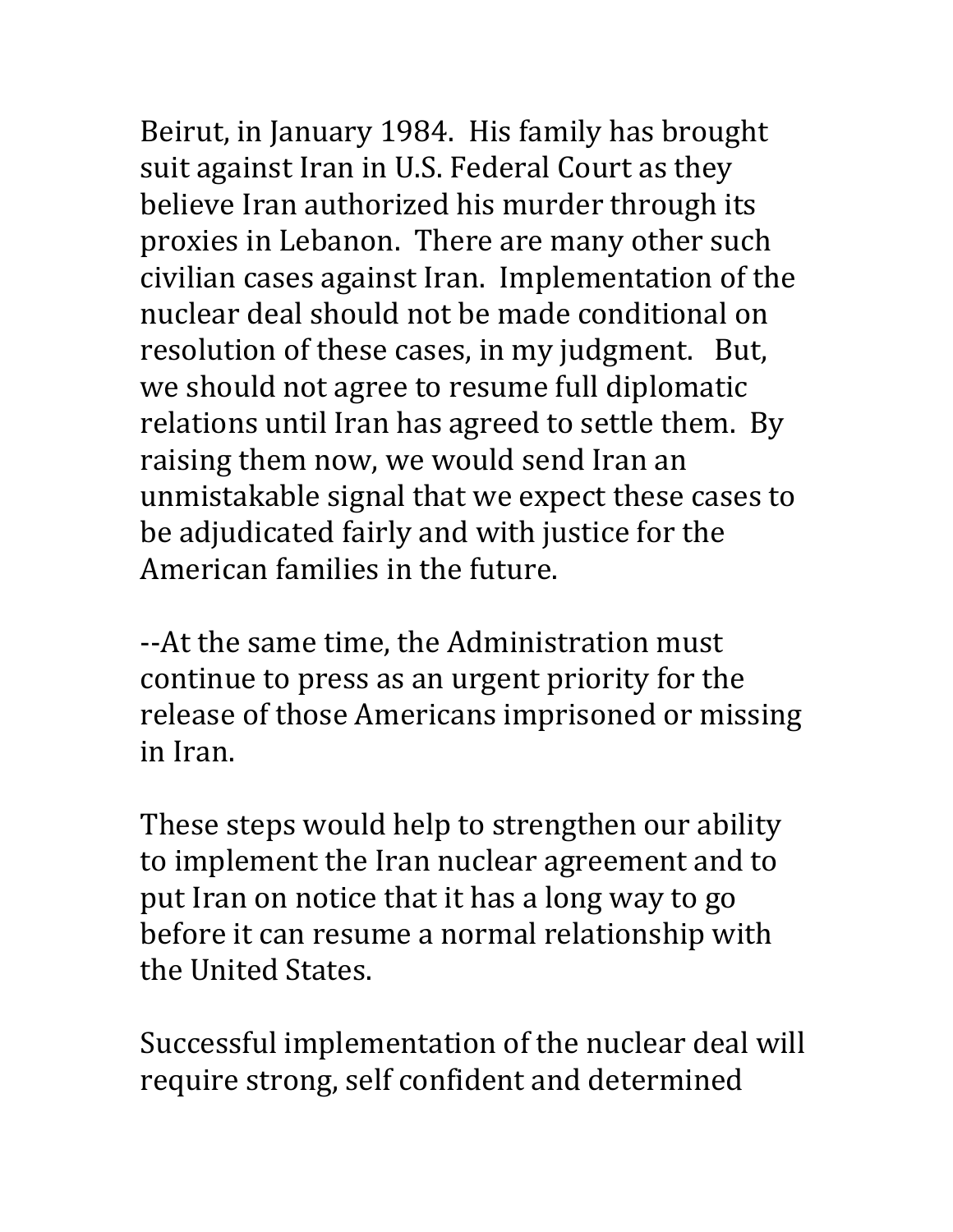Beirut, in January 1984. His family has brought suit against Iran in U.S. Federal Court as they believe Iran authorized his murder through its proxies in Lebanon. There are many other such civilian cases against Iran. Implementation of the nuclear deal should not be made conditional on resolution of these cases, in my judgment. But, we should not agree to resume full diplomatic relations until Iran has agreed to settle them. By raising them now, we would send Iran an unmistakable signal that we expect these cases to be adjudicated fairly and with justice for the American families in the future.

--At the same time, the Administration must continue to press as an urgent priority for the release of those Americans imprisoned or missing in Iran.

These steps would help to strengthen our ability to implement the Iran nuclear agreement and to put Iran on notice that it has a long way to go before it can resume a normal relationship with the United States.

Successful implementation of the nuclear deal will require strong, self confident and determined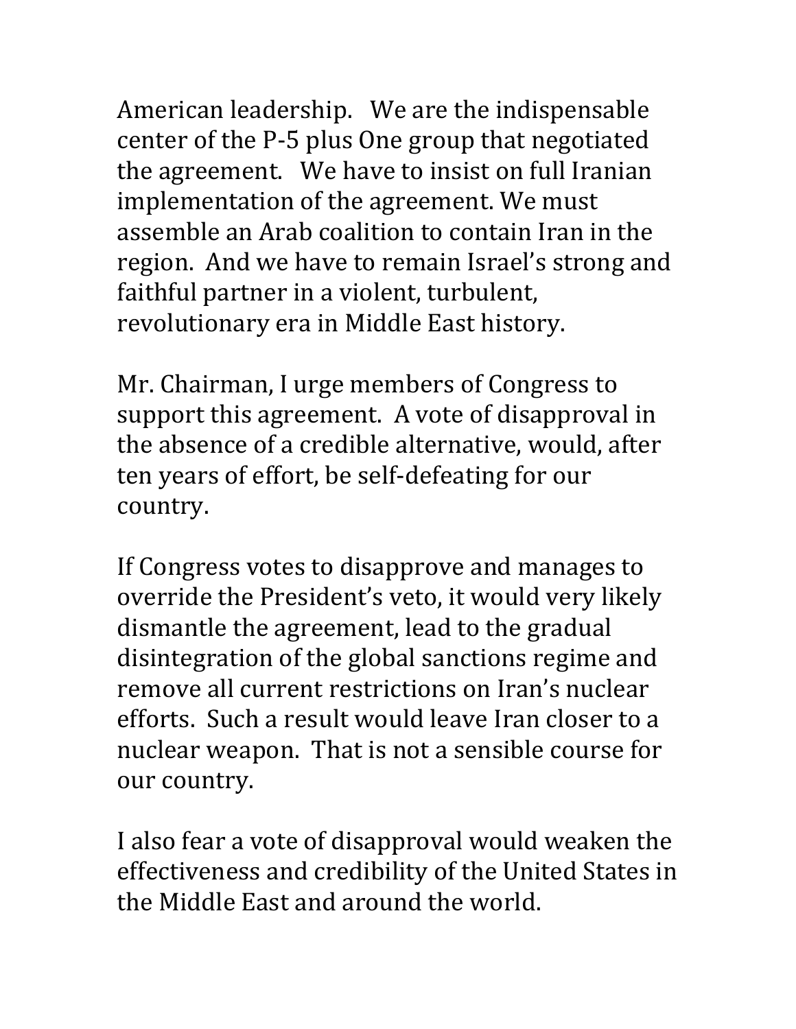American leadership. We are the indispensable center of the P-5 plus One group that negotiated the agreement. We have to insist on full Iranian implementation of the agreement. We must assemble an Arab coalition to contain Iran in the region. And we have to remain Israel's strong and faithful partner in a violent, turbulent, revolutionary era in Middle East history.

Mr. Chairman, I urge members of Congress to support this agreement. A vote of disapproval in the absence of a credible alternative, would, after ten years of effort, be self-defeating for our country.

If Congress votes to disapprove and manages to override the President's veto, it would very likely dismantle the agreement, lead to the gradual disintegration of the global sanctions regime and remove all current restrictions on Iran's nuclear efforts. Such a result would leave Iran closer to a nuclear weapon. That is not a sensible course for our country.

I also fear a vote of disapproval would weaken the effectiveness and credibility of the United States in the Middle East and around the world.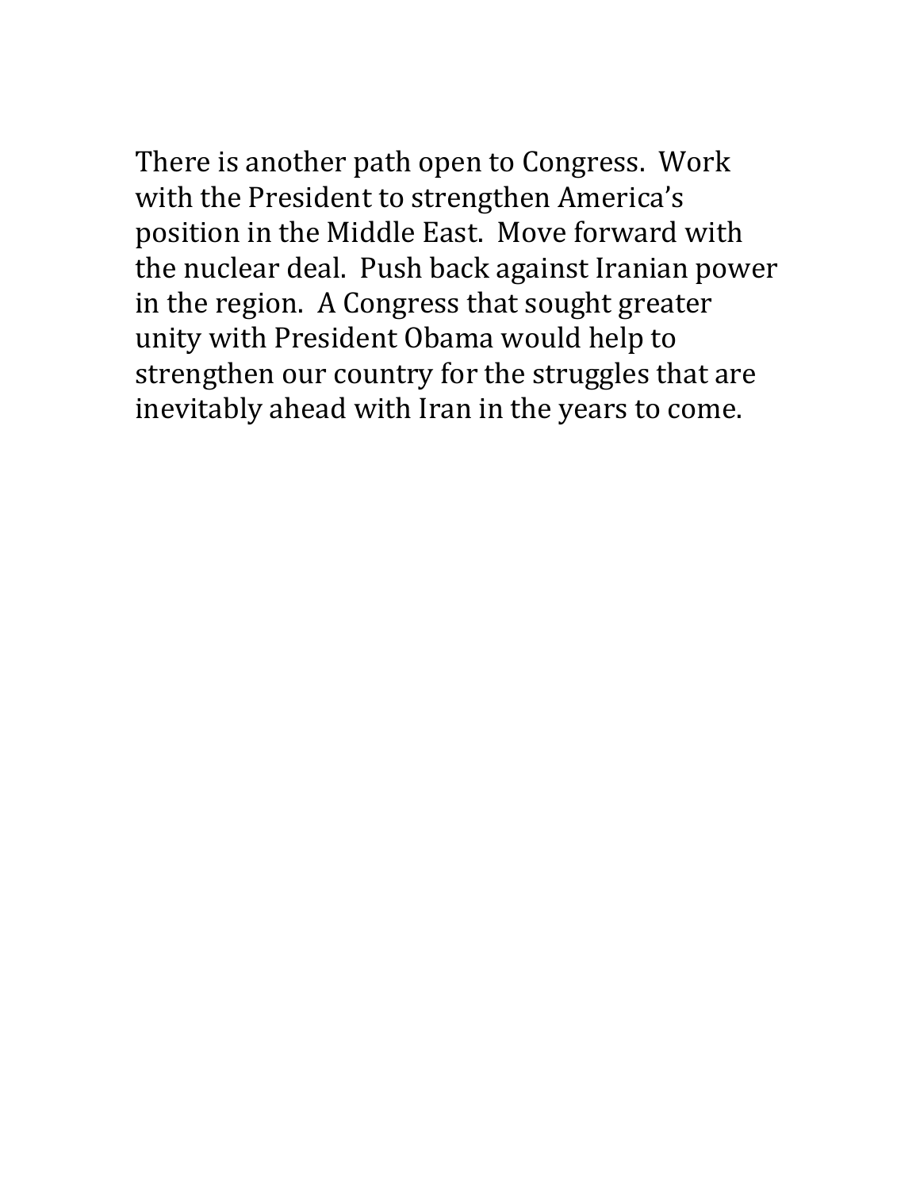There is another path open to Congress. Work with the President to strengthen America's position in the Middle East. Move forward with the nuclear deal. Push back against Iranian power in the region. A Congress that sought greater unity with President Obama would help to strengthen our country for the struggles that are inevitably ahead with Iran in the years to come.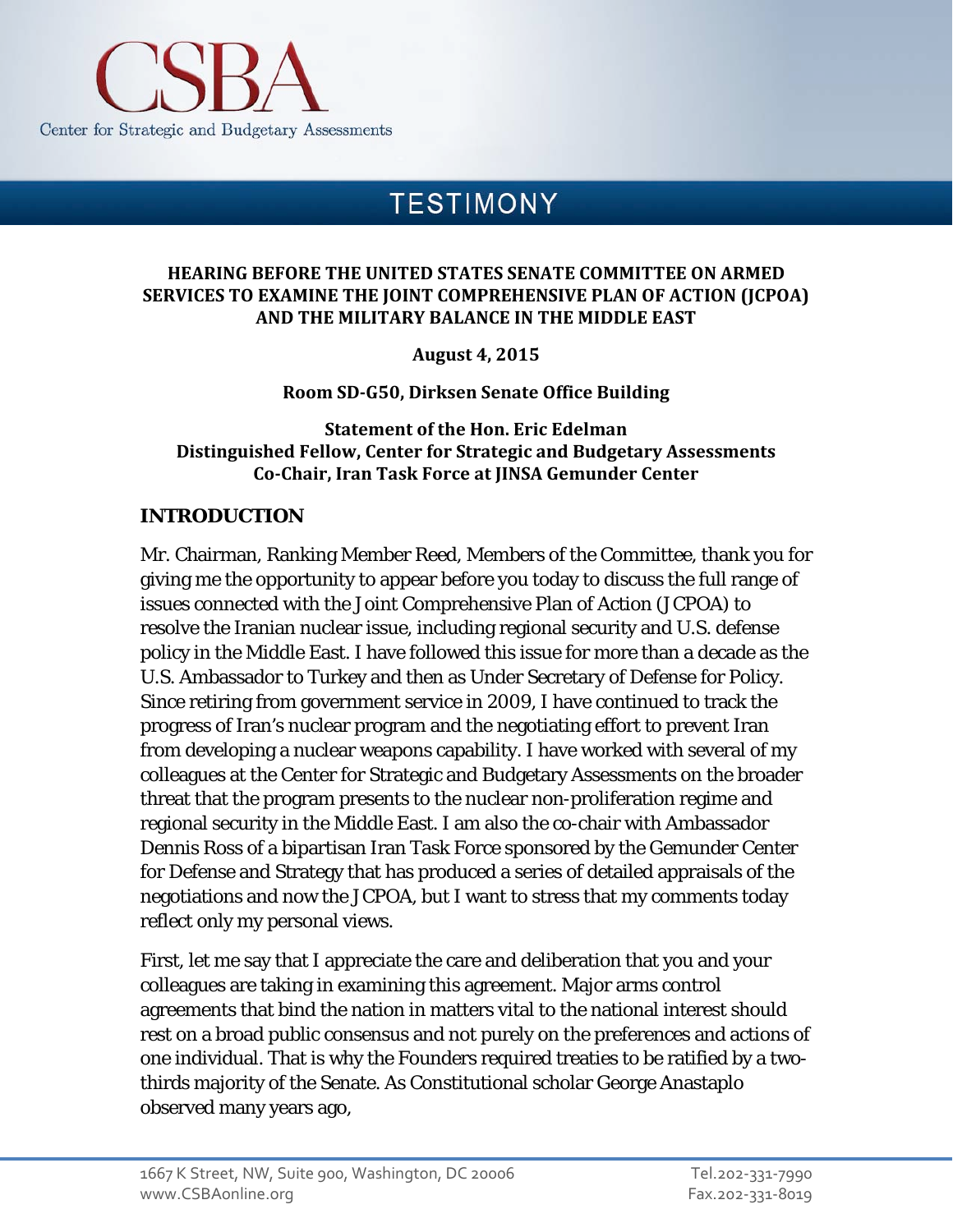CSBA

Center for Strategic and Budgetary Assessments

# TESTIMONY

**HEARING BEFORE THE UNITED STATES SENATE COMMITTEE ON ARMED SERVICES TO EXAMINE THE JOINT COMPREHENSIVE PLAN OF ACTION (JCPOA) AND THE MILITARY BALANCE IN THE MIDDLE EAST**

**August 4, 2015**

**Room SD-G50, Dirksen Senate Office Building**

**Statement of the Hon. Eric Edelman**
**Distinguished Fellow, Center for Strategic and Budgetary Assessments**
**Co-Chair, Iran Task Force at JINSA Gemunder Center**

## INTRODUCTION

Mr. Chairman, Ranking Member Reed, Members of the Committee, thank you for giving me the opportunity to appear before you today to discuss the full range of issues connected with the Joint Comprehensive Plan of Action (JCPOA) to resolve the Iranian nuclear issue, including regional security and U.S. defense policy in the Middle East. I have followed this issue for more than a decade as the U.S. Ambassador to Turkey and then as Under Secretary of Defense for Policy. Since retiring from government service in 2009, I have continued to track the progress of Iran's nuclear program and the negotiating effort to prevent Iran from developing a nuclear weapons capability. I have worked with several of my colleagues at the Center for Strategic and Budgetary Assessments on the broader threat that the program presents to the nuclear non-proliferation regime and regional security in the Middle East. I am also the co-chair with Ambassador Dennis Ross of a bipartisan Iran Task Force sponsored by the Gemunder Center for Defense and Strategy that has produced a series of detailed appraisals of the negotiations and now the JCPOA, but I want to stress that my comments today reflect only my personal views.

First, let me say that I appreciate the care and deliberation that you and your colleagues are taking in examining this agreement. Major arms control agreements that bind the nation in matters vital to the national interest should rest on a broad public consensus and not purely on the preferences and actions of one individual. That is why the Founders required treaties to be ratified by a two-thirds majority of the Senate. As Constitutional scholar George Anastaplo observed many years ago,

1667 K Street, NW, Suite 900, Washington, DC 20006
www.CSBAonline.org

Tel.202-331-7990
Fax.202-331-8019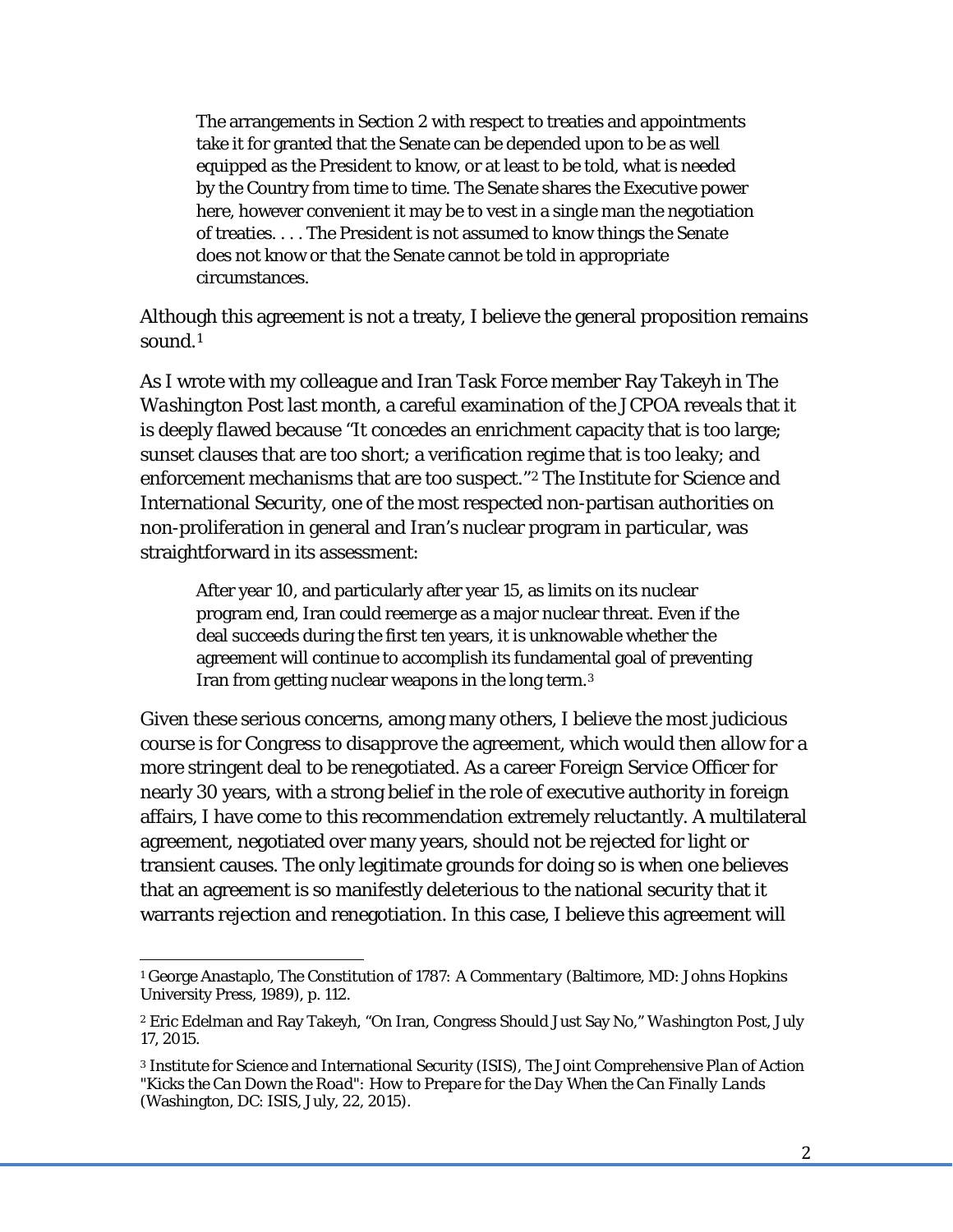> The arrangements in Section 2 with respect to treaties and appointments take it for granted that the Senate can be depended upon to be as well equipped as the President to know, or at least to be told, what is needed by the Country from time to time. The Senate shares the Executive power here, however convenient it may be to vest in a single man the negotiation of treaties. . . . The President is not assumed to know things the Senate does not know or that the Senate cannot be told in appropriate circumstances.

Although this agreement is not a treaty, I believe the general proposition remains sound.[1]

As I wrote with my colleague and Iran Task Force member Ray Takeyh in *The Washington Post* last month, a careful examination of the JCPOA reveals that it is deeply flawed because "It concedes an enrichment capacity that is too large; sunset clauses that are too short; a verification regime that is too leaky; and enforcement mechanisms that are too suspect."[2] The Institute for Science and International Security, one of the most respected non-partisan authorities on non-proliferation in general and Iran's nuclear program in particular, was straightforward in its assessment:

> After year 10, and particularly after year 15, as limits on its nuclear program end, Iran could reemerge as a major nuclear threat. Even if the deal succeeds during the first ten years, it is unknowable whether the agreement will continue to accomplish its fundamental goal of preventing Iran from getting nuclear weapons in the long term.[3]

Given these serious concerns, among many others, I believe the most judicious course is for Congress to disapprove the agreement, which would then allow for a more stringent deal to be renegotiated. As a career Foreign Service Officer for nearly 30 years, with a strong belief in the role of executive authority in foreign affairs, I have come to this recommendation extremely reluctantly. A multilateral agreement, negotiated over many years, should not be rejected for light or transient causes. The only legitimate grounds for doing so is when one believes that an agreement is so manifestly deleterious to the national security that it warrants rejection and renegotiation. In this case, I believe this agreement will

---

[1] George Anastaplo, *The Constitution of 1787: A Commentary* (Baltimore, MD: Johns Hopkins University Press, 1989), p. 112.

[2] Eric Edelman and Ray Takeyh, "On Iran, Congress Should Just Say No," *Washington Post*, July 17, 2015.

[3] Institute for Science and International Security (ISIS), *The Joint Comprehensive Plan of Action "Kicks the Can Down the Road": How to Prepare for the Day When the Can Finally Lands* (Washington, DC: ISIS, July, 22, 2015).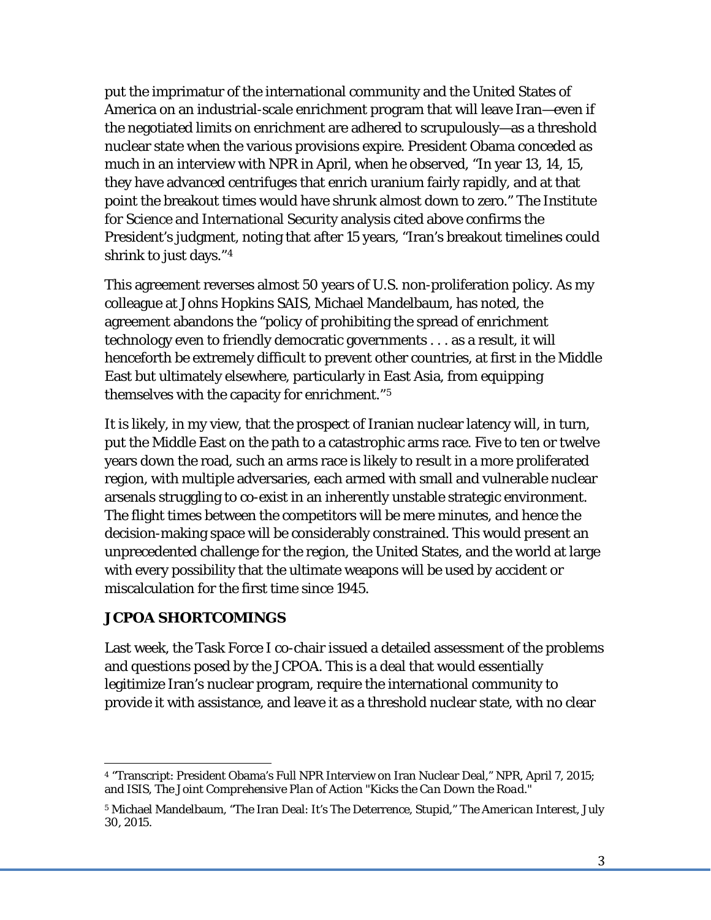put the imprimatur of the international community and the United States of America on an industrial-scale enrichment program that will leave Iran—even if the negotiated limits on enrichment are adhered to scrupulously—as a threshold nuclear state when the various provisions expire. President Obama conceded as much in an interview with NPR in April, when he observed, "In year 13, 14, 15, they have advanced centrifuges that enrich uranium fairly rapidly, and at that point the breakout times would have shrunk almost down to zero." The Institute for Science and International Security analysis cited above confirms the President's judgment, noting that after 15 years, "Iran's breakout timelines could shrink to just days."[4]

This agreement reverses almost 50 years of U.S. non-proliferation policy. As my colleague at Johns Hopkins SAIS, Michael Mandelbaum, has noted, the agreement abandons the "policy of prohibiting the spread of enrichment technology even to friendly democratic governments . . . as a result, it will henceforth be extremely difficult to prevent other countries, at first in the Middle East but ultimately elsewhere, particularly in East Asia, from equipping themselves with the capacity for enrichment."[5]

It is likely, in my view, that the prospect of Iranian nuclear latency will, in turn, put the Middle East on the path to a catastrophic arms race. Five to ten or twelve years down the road, such an arms race is likely to result in a more proliferated region, with multiple adversaries, each armed with small and vulnerable nuclear arsenals struggling to co-exist in an inherently unstable strategic environment. The flight times between the competitors will be mere minutes, and hence the decision-making space will be considerably constrained. This would present an unprecedented challenge for the region, the United States, and the world at large with every possibility that the ultimate weapons will be used by accident or miscalculation for the first time since 1945.

## JCPOA SHORTCOMINGS

Last week, the Task Force I co-chair issued a detailed assessment of the problems and questions posed by the JCPOA. This is a deal that would essentially legitimize Iran's nuclear program, require the international community to provide it with assistance, and leave it as a threshold nuclear state, with no clear

---

[4] "Transcript: President Obama's Full NPR Interview on Iran Nuclear Deal," NPR, April 7, 2015; and ISIS, *The Joint Comprehensive Plan of Action "Kicks the Can Down the Road."*

[5] Michael Mandelbaum, "The Iran Deal: It's The Deterrence, Stupid," *The American Interest*, July 30, 2015.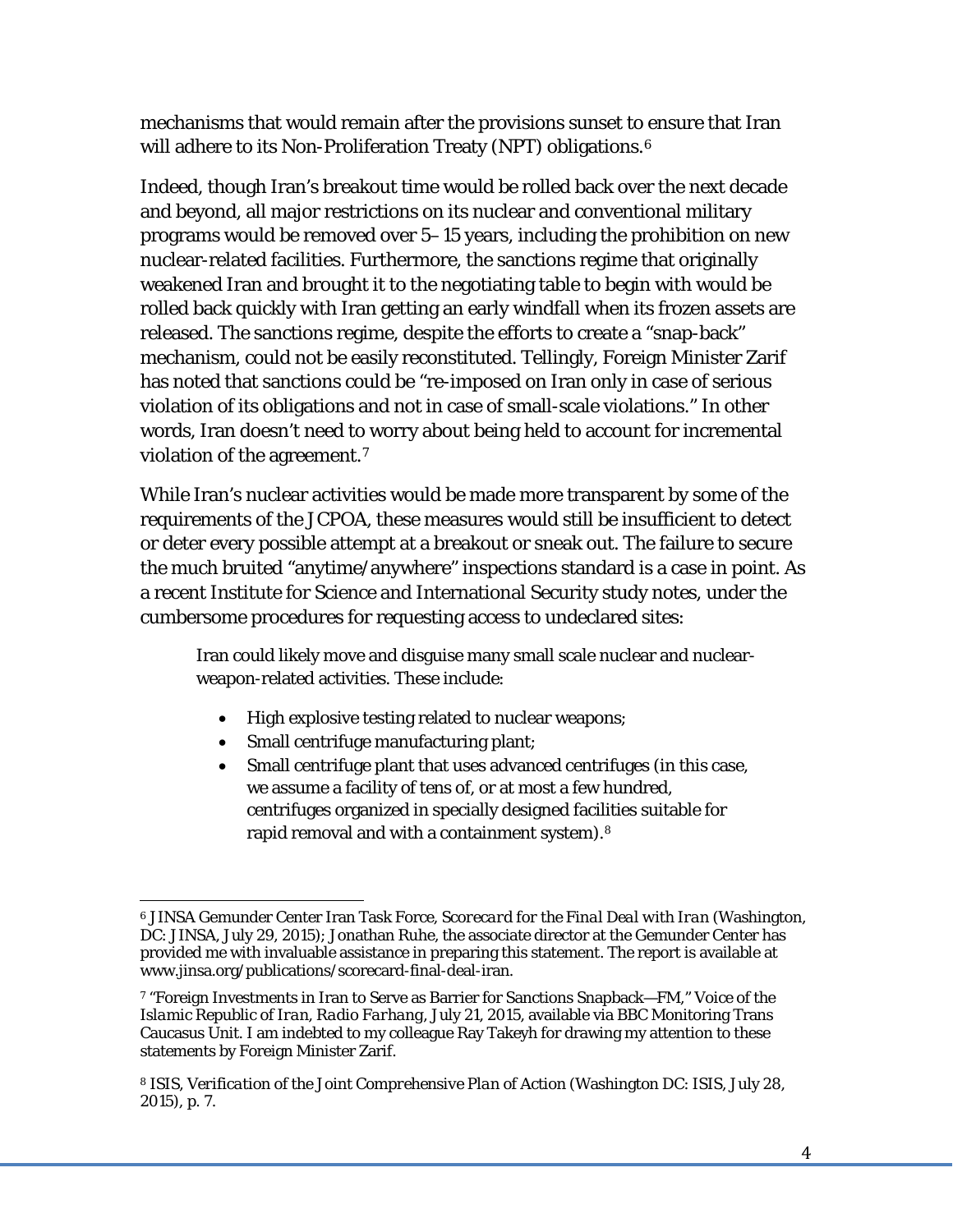mechanisms that would remain after the provisions sunset to ensure that Iran will adhere to its Non-Proliferation Treaty (NPT) obligations.[6]

Indeed, though Iran's breakout time would be rolled back over the next decade and beyond, all major restrictions on its nuclear and conventional military programs would be removed over 5–15 years, including the prohibition on new nuclear-related facilities. Furthermore, the sanctions regime that originally weakened Iran and brought it to the negotiating table to begin with would be rolled back quickly with Iran getting an early windfall when its frozen assets are released. The sanctions regime, despite the efforts to create a "snap-back" mechanism, could not be easily reconstituted. Tellingly, Foreign Minister Zarif has noted that sanctions could be "re-imposed on Iran only in case of serious violation of its obligations and not in case of small-scale violations." In other words, Iran doesn't need to worry about being held to account for incremental violation of the agreement.[7]

While Iran's nuclear activities would be made more transparent by some of the requirements of the JCPOA, these measures would still be insufficient to detect or deter every possible attempt at a breakout or sneak out. The failure to secure the much bruited "anytime/anywhere" inspections standard is a case in point. As a recent Institute for Science and International Security study notes, under the cumbersome procedures for requesting access to undeclared sites:

> Iran could likely move and disguise many small scale nuclear and nuclear-weapon-related activities. These include:
>
> - High explosive testing related to nuclear weapons;
> - Small centrifuge manufacturing plant;
> - Small centrifuge plant that uses advanced centrifuges (in this case, we assume a facility of tens of, or at most a few hundred, centrifuges organized in specially designed facilities suitable for rapid removal and with a containment system).[8]

---

[6] JINSA Gemunder Center Iran Task Force, *Scorecard for the Final Deal with Iran* (Washington, DC: JINSA, July 29, 2015); Jonathan Ruhe, the associate director at the Gemunder Center has provided me with invaluable assistance in preparing this statement. The report is available at www.jinsa.org/publications/scorecard-final-deal-iran.

[7] "Foreign Investments in Iran to Serve as Barrier for Sanctions Snapback—FM," *Voice of the Islamic Republic of Iran, Radio Farhang*, July 21, 2015, available via BBC Monitoring Trans Caucasus Unit. I am indebted to my colleague Ray Takeyh for drawing my attention to these statements by Foreign Minister Zarif.

[8] ISIS, *Verification of the Joint Comprehensive Plan of Action* (Washington DC: ISIS, July 28, 2015), p. 7.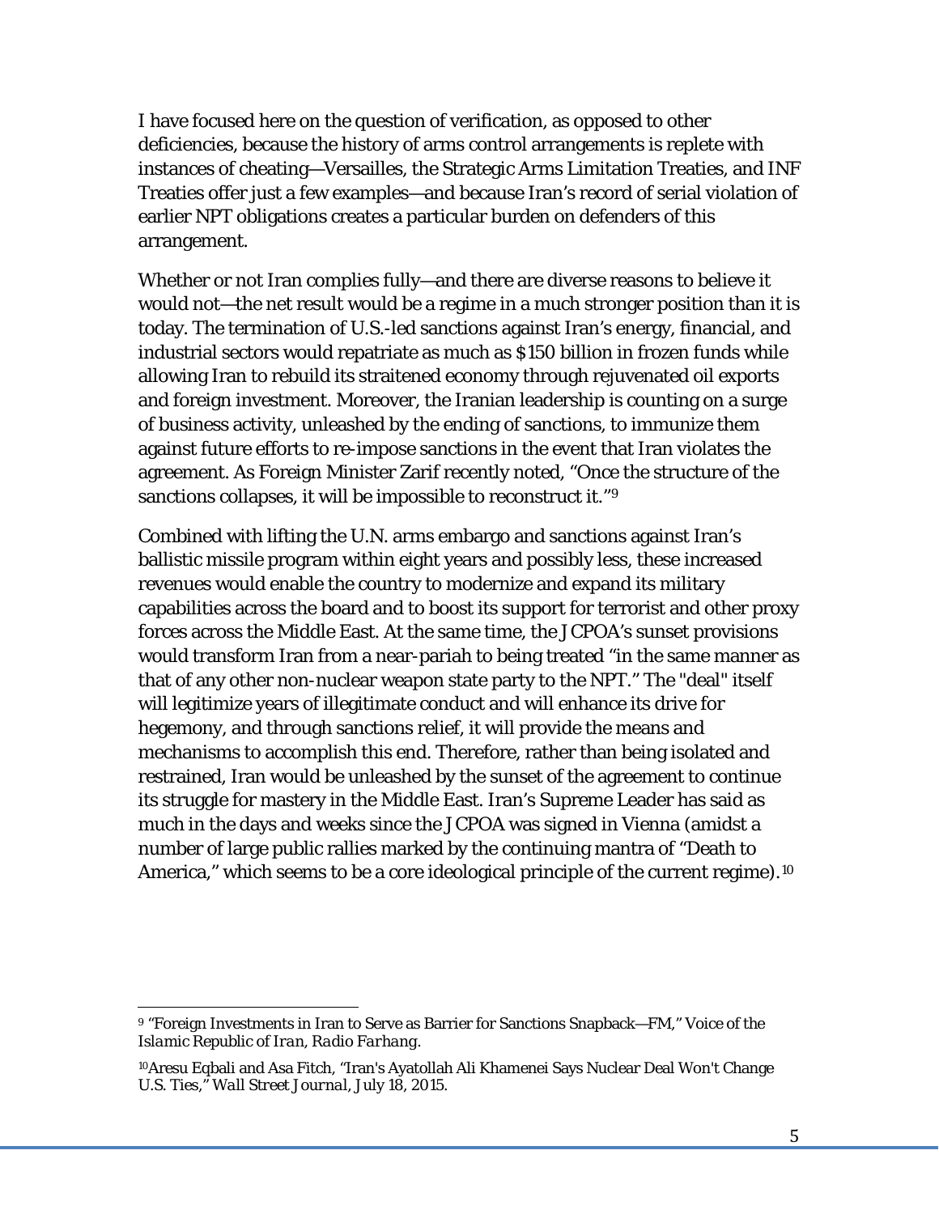I have focused here on the question of verification, as opposed to other deficiencies, because the history of arms control arrangements is replete with instances of cheating—Versailles, the Strategic Arms Limitation Treaties, and INF Treaties offer just a few examples—and because Iran's record of serial violation of earlier NPT obligations creates a particular burden on defenders of this arrangement.

Whether or not Iran complies fully—and there are diverse reasons to believe it would not—the net result would be a regime in a much stronger position than it is today. The termination of U.S.-led sanctions against Iran's energy, financial, and industrial sectors would repatriate as much as $150 billion in frozen funds while allowing Iran to rebuild its straitened economy through rejuvenated oil exports and foreign investment. Moreover, the Iranian leadership is counting on a surge of business activity, unleashed by the ending of sanctions, to immunize them against future efforts to re-impose sanctions in the event that Iran violates the agreement. As Foreign Minister Zarif recently noted, "Once the structure of the sanctions collapses, it will be impossible to reconstruct it."[9]

Combined with lifting the U.N. arms embargo and sanctions against Iran's ballistic missile program within eight years and possibly less, these increased revenues would enable the country to modernize and expand its military capabilities across the board and to boost its support for terrorist and other proxy forces across the Middle East. At the same time, the JCPOA's sunset provisions would transform Iran from a near-pariah to being treated "in the same manner as that of any other non-nuclear weapon state party to the NPT." The "deal" itself will legitimize years of illegitimate conduct and will enhance its drive for hegemony, and through sanctions relief, it will provide the means and mechanisms to accomplish this end. Therefore, rather than being isolated and restrained, Iran would be unleashed by the sunset of the agreement to continue its struggle for mastery in the Middle East. Iran's Supreme Leader has said as much in the days and weeks since the JCPOA was signed in Vienna (amidst a number of large public rallies marked by the continuing mantra of "Death to America," which seems to be a core ideological principle of the current regime).[10]

---

[9] "Foreign Investments in Iran to Serve as Barrier for Sanctions Snapback—FM," Voice of the *Islamic Republic of Iran, Radio Farhang.*

[10] Aresu Eqbali and Asa Fitch, "Iran's Ayatollah Ali Khamenei Says Nuclear Deal Won't Change U.S. Ties," *Wall Street Journal*, July 18, 2015.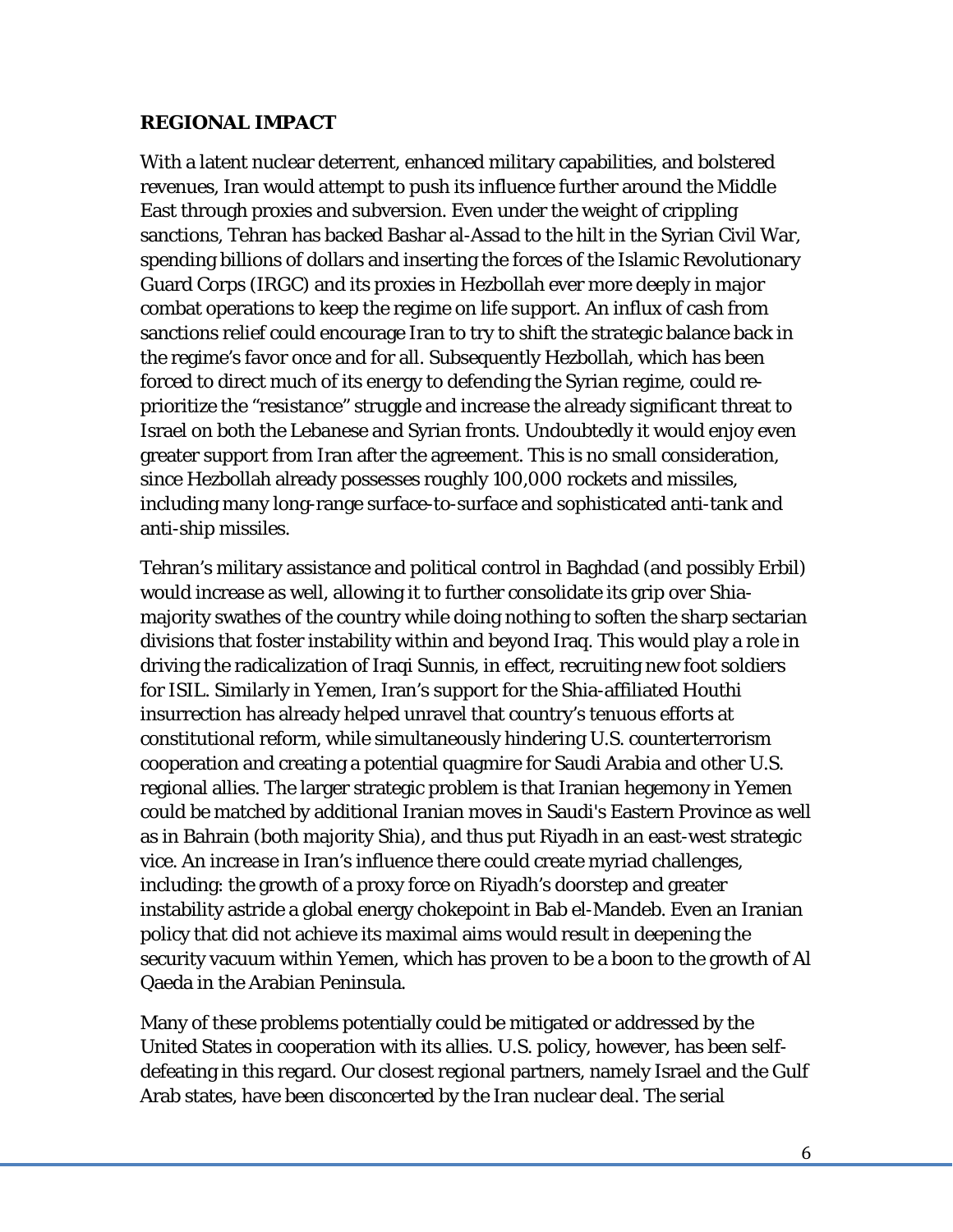**REGIONAL IMPACT**

With a latent nuclear deterrent, enhanced military capabilities, and bolstered revenues, Iran would attempt to push its influence further around the Middle East through proxies and subversion. Even under the weight of crippling sanctions, Tehran has backed Bashar al-Assad to the hilt in the Syrian Civil War, spending billions of dollars and inserting the forces of the Islamic Revolutionary Guard Corps (IRGC) and its proxies in Hezbollah ever more deeply in major combat operations to keep the regime on life support. An influx of cash from sanctions relief could encourage Iran to try to shift the strategic balance back in the regime's favor once and for all. Subsequently Hezbollah, which has been forced to direct much of its energy to defending the Syrian regime, could re-prioritize the "resistance" struggle and increase the already significant threat to Israel on both the Lebanese and Syrian fronts. Undoubtedly it would enjoy even greater support from Iran after the agreement. This is no small consideration, since Hezbollah already possesses roughly 100,000 rockets and missiles, including many long-range surface-to-surface and sophisticated anti-tank and anti-ship missiles.

Tehran's military assistance and political control in Baghdad (and possibly Erbil) would increase as well, allowing it to further consolidate its grip over Shia-majority swathes of the country while doing nothing to soften the sharp sectarian divisions that foster instability within and beyond Iraq. This would play a role in driving the radicalization of Iraqi Sunnis, in effect, recruiting new foot soldiers for ISIL. Similarly in Yemen, Iran's support for the Shia-affiliated Houthi insurrection has already helped unravel that country's tenuous efforts at constitutional reform, while simultaneously hindering U.S. counterterrorism cooperation and creating a potential quagmire for Saudi Arabia and other U.S. regional allies. The larger strategic problem is that Iranian hegemony in Yemen could be matched by additional Iranian moves in Saudi's Eastern Province as well as in Bahrain (both majority Shia), and thus put Riyadh in an east-west strategic vice. An increase in Iran's influence there could create myriad challenges, including: the growth of a proxy force on Riyadh's doorstep and greater instability astride a global energy chokepoint in Bab el-Mandeb. Even an Iranian policy that did not achieve its maximal aims would result in deepening the security vacuum within Yemen, which has proven to be a boon to the growth of Al Qaeda in the Arabian Peninsula.

Many of these problems potentially could be mitigated or addressed by the United States in cooperation with its allies. U.S. policy, however, has been self-defeating in this regard. Our closest regional partners, namely Israel and the Gulf Arab states, have been disconcerted by the Iran nuclear deal. The serial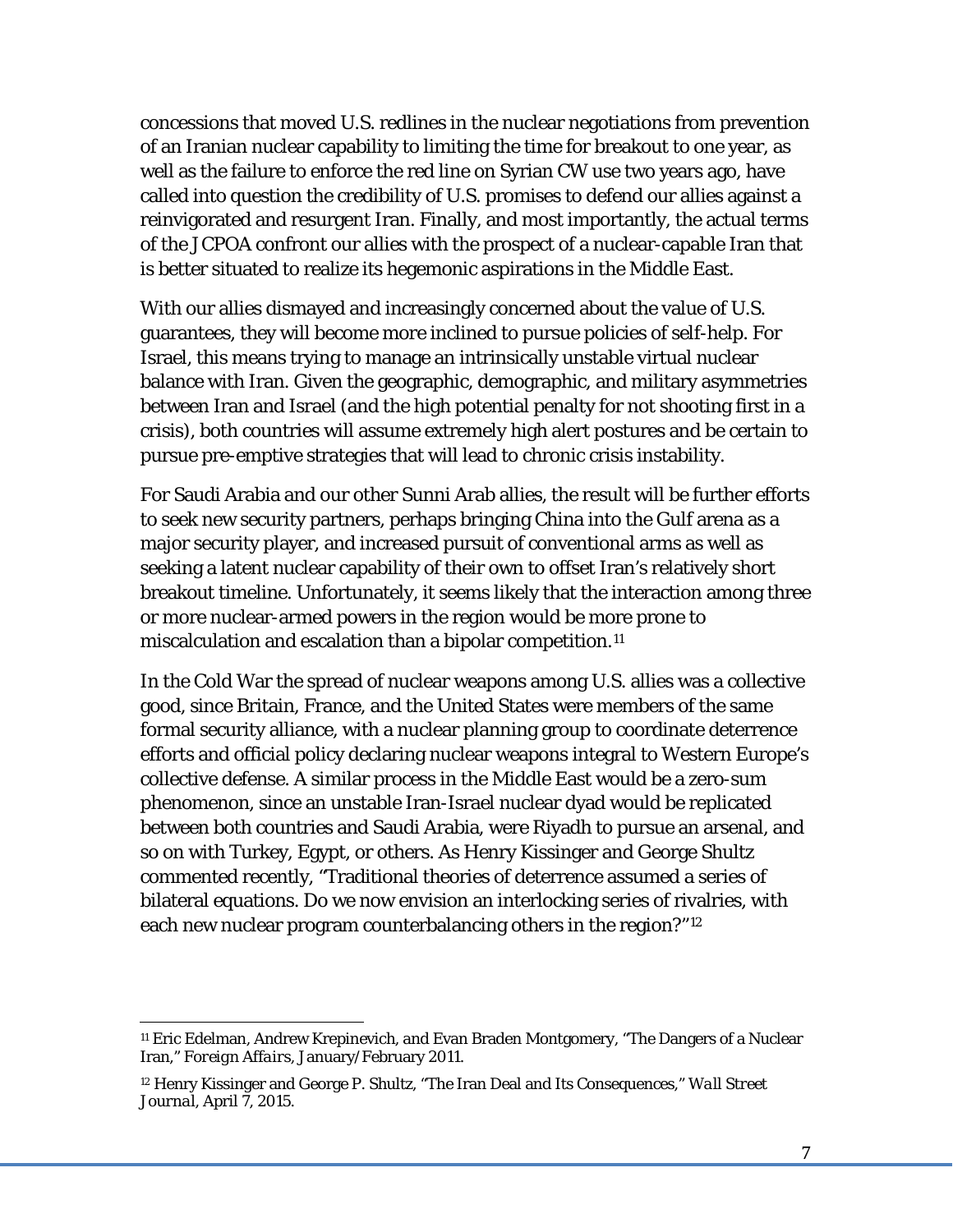concessions that moved U.S. redlines in the nuclear negotiations from prevention of an Iranian nuclear capability to limiting the time for breakout to one year, as well as the failure to enforce the red line on Syrian CW use two years ago, have called into question the credibility of U.S. promises to defend our allies against a reinvigorated and resurgent Iran. Finally, and most importantly, the actual terms of the JCPOA confront our allies with the prospect of a nuclear-capable Iran that is better situated to realize its hegemonic aspirations in the Middle East.

With our allies dismayed and increasingly concerned about the value of U.S. guarantees, they will become more inclined to pursue policies of self-help. For Israel, this means trying to manage an intrinsically unstable virtual nuclear balance with Iran. Given the geographic, demographic, and military asymmetries between Iran and Israel (and the high potential penalty for not shooting first in a crisis), both countries will assume extremely high alert postures and be certain to pursue pre-emptive strategies that will lead to chronic crisis instability.

For Saudi Arabia and our other Sunni Arab allies, the result will be further efforts to seek new security partners, perhaps bringing China into the Gulf arena as a major security player, and increased pursuit of conventional arms as well as seeking a latent nuclear capability of their own to offset Iran's relatively short breakout timeline. Unfortunately, it seems likely that the interaction among three or more nuclear-armed powers in the region would be more prone to miscalculation and escalation than a bipolar competition.[11]

In the Cold War the spread of nuclear weapons among U.S. allies was a collective good, since Britain, France, and the United States were members of the same formal security alliance, with a nuclear planning group to coordinate deterrence efforts and official policy declaring nuclear weapons integral to Western Europe's collective defense. A similar process in the Middle East would be a zero-sum phenomenon, since an unstable Iran-Israel nuclear dyad would be replicated between both countries and Saudi Arabia, were Riyadh to pursue an arsenal, and so on with Turkey, Egypt, or others. As Henry Kissinger and George Shultz commented recently, "Traditional theories of deterrence assumed a series of bilateral equations. Do we now envision an interlocking series of rivalries, with each new nuclear program counterbalancing others in the region?"[12]

---

[11] Eric Edelman, Andrew Krepinevich, and Evan Braden Montgomery, "The Dangers of a Nuclear Iran," *Foreign Affairs*, January/February 2011.

[12] Henry Kissinger and George P. Shultz, "The Iran Deal and Its Consequences," *Wall Street Journal*, April 7, 2015.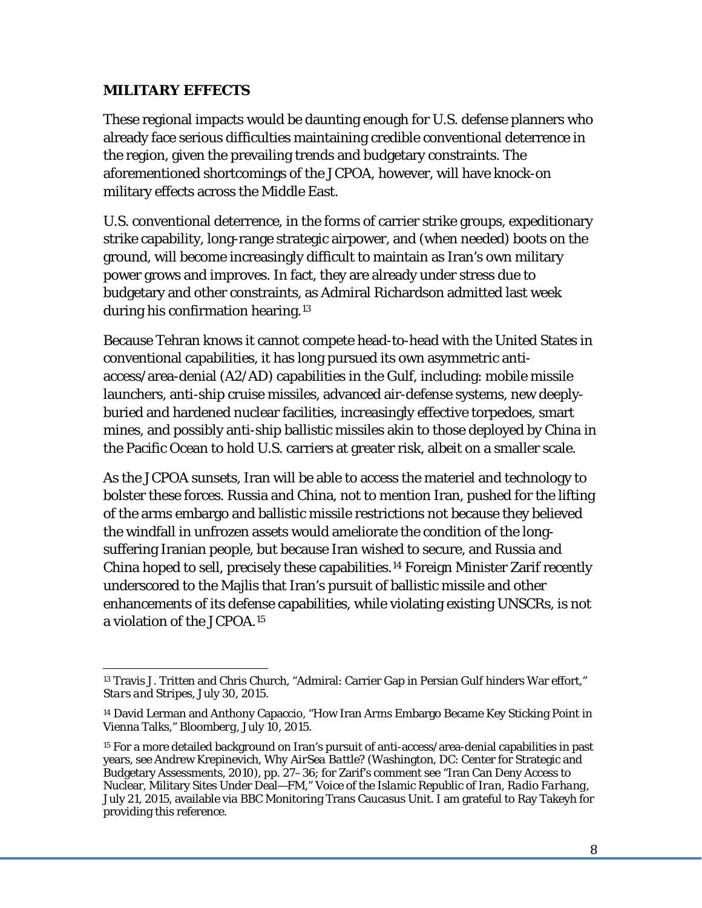## MILITARY EFFECTS

These regional impacts would be daunting enough for U.S. defense planners who already face serious difficulties maintaining credible conventional deterrence in the region, given the prevailing trends and budgetary constraints. The aforementioned shortcomings of the JCPOA, however, will have knock-on military effects across the Middle East.

U.S. conventional deterrence, in the forms of carrier strike groups, expeditionary strike capability, long-range strategic airpower, and (when needed) boots on the ground, will become increasingly difficult to maintain as Iran's own military power grows and improves. In fact, they are already under stress due to budgetary and other constraints, as Admiral Richardson admitted last week during his confirmation hearing.[13]

Because Tehran knows it cannot compete head-to-head with the United States in conventional capabilities, it has long pursued its own asymmetric anti-access/area-denial (A2/AD) capabilities in the Gulf, including: mobile missile launchers, anti-ship cruise missiles, advanced air-defense systems, new deeply-buried and hardened nuclear facilities, increasingly effective torpedoes, smart mines, and possibly anti-ship ballistic missiles akin to those deployed by China in the Pacific Ocean to hold U.S. carriers at greater risk, albeit on a smaller scale.

As the JCPOA sunsets, Iran will be able to access the materiel and technology to bolster these forces. Russia and China, not to mention Iran, pushed for the lifting of the arms embargo and ballistic missile restrictions not because they believed the windfall in unfrozen assets would ameliorate the condition of the long-suffering Iranian people, but because Iran wished to secure, and Russia and China hoped to sell, precisely these capabilities.[14] Foreign Minister Zarif recently underscored to the Majlis that Iran's pursuit of ballistic missile and other enhancements of its defense capabilities, while violating existing UNSCRs, is not a violation of the JCPOA.[15]

---

[13] Travis J. Tritten and Chris Church, "Admiral: Carrier Gap in Persian Gulf hinders War effort," *Stars and Stripes*, July 30, 2015.

[14] David Lerman and Anthony Capaccio, "How Iran Arms Embargo Became Key Sticking Point in Vienna Talks," Bloomberg, July 10, 2015.

[15] For a more detailed background on Iran's pursuit of anti-access/area-denial capabilities in past years, see Andrew Krepinevich, *Why AirSea Battle?* (Washington, DC: Center for Strategic and Budgetary Assessments, 2010), pp. 27–36; for Zarif's comment see "Iran Can Deny Access to Nuclear, Military Sites Under Deal—FM," *Voice of the Islamic Republic of Iran, Radio Farhang*, July 21, 2015, available via BBC Monitoring Trans Caucasus Unit. I am grateful to Ray Takeyh for providing this reference.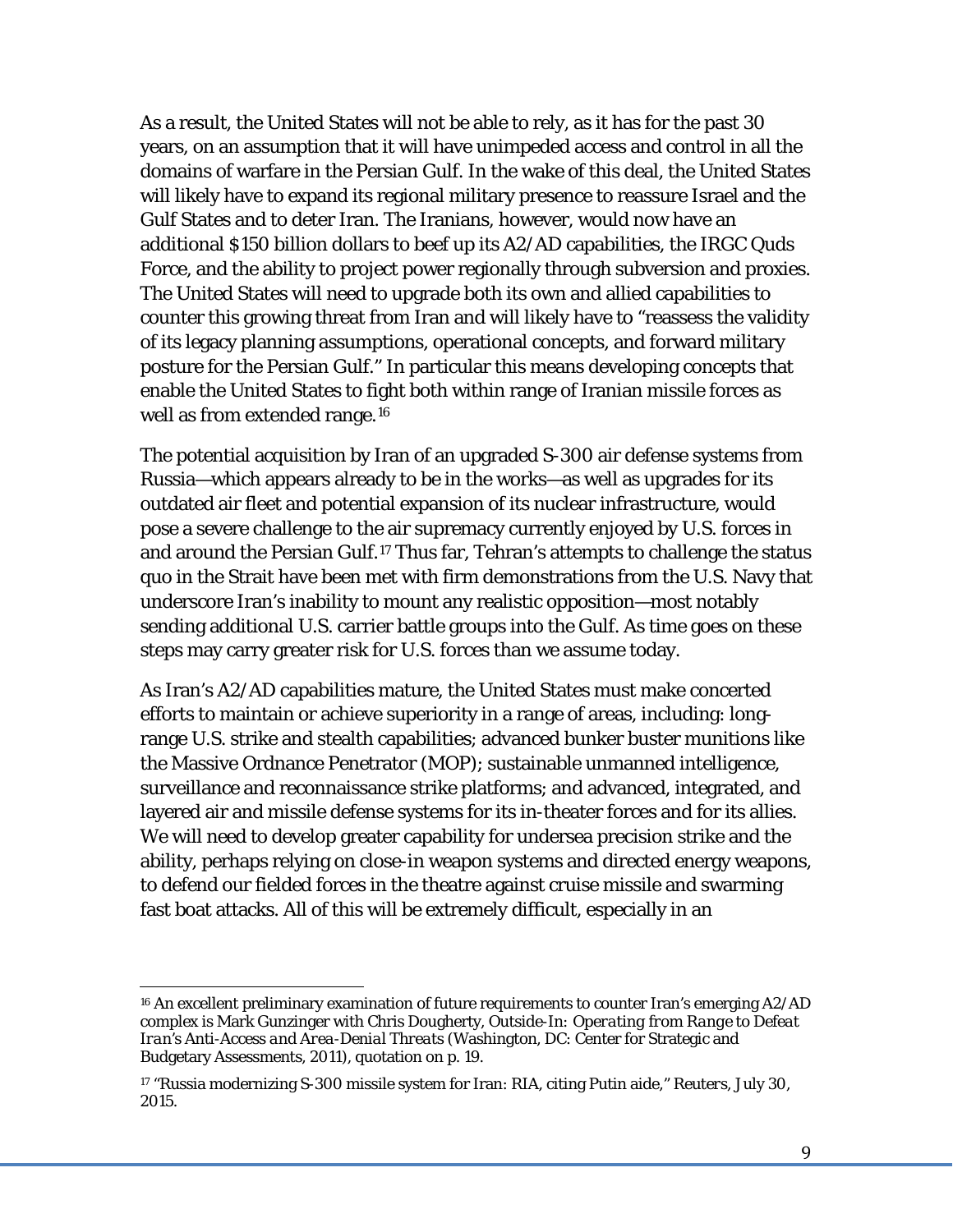As a result, the United States will not be able to rely, as it has for the past 30 years, on an assumption that it will have unimpeded access and control in all the domains of warfare in the Persian Gulf. In the wake of this deal, the United States will likely have to expand its regional military presence to reassure Israel and the Gulf States and to deter Iran. The Iranians, however, would now have an additional $150 billion dollars to beef up its A2/AD capabilities, the IRGC Quds Force, and the ability to project power regionally through subversion and proxies. The United States will need to upgrade both its own and allied capabilities to counter this growing threat from Iran and will likely have to "reassess the validity of its legacy planning assumptions, operational concepts, and forward military posture for the Persian Gulf." In particular this means developing concepts that enable the United States to fight both within range of Iranian missile forces as well as from extended range.[16]

The potential acquisition by Iran of an upgraded S-300 air defense systems from Russia—which appears already to be in the works—as well as upgrades for its outdated air fleet and potential expansion of its nuclear infrastructure, would pose a severe challenge to the air supremacy currently enjoyed by U.S. forces in and around the Persian Gulf.[17] Thus far, Tehran's attempts to challenge the status quo in the Strait have been met with firm demonstrations from the U.S. Navy that underscore Iran's inability to mount any realistic opposition—most notably sending additional U.S. carrier battle groups into the Gulf. As time goes on these steps may carry greater risk for U.S. forces than we assume today.

As Iran's A2/AD capabilities mature, the United States must make concerted efforts to maintain or achieve superiority in a range of areas, including: long-range U.S. strike and stealth capabilities; advanced bunker buster munitions like the Massive Ordnance Penetrator (MOP); sustainable unmanned intelligence, surveillance and reconnaissance strike platforms; and advanced, integrated, and layered air and missile defense systems for its in-theater forces and for its allies. We will need to develop greater capability for undersea precision strike and the ability, perhaps relying on close-in weapon systems and directed energy weapons, to defend our fielded forces in the theatre against cruise missile and swarming fast boat attacks. All of this will be extremely difficult, especially in an

---

[16] An excellent preliminary examination of future requirements to counter Iran's emerging A2/AD complex is Mark Gunzinger with Chris Dougherty, Outside-In: *Operating from Range to Defeat Iran's Anti-Access and Area-Denial Threats* (Washington, DC: Center for Strategic and Budgetary Assessments, 2011), quotation on p. 19.

[17] "Russia modernizing S-300 missile system for Iran: RIA, citing Putin aide," *Reuters*, July 30, 2015.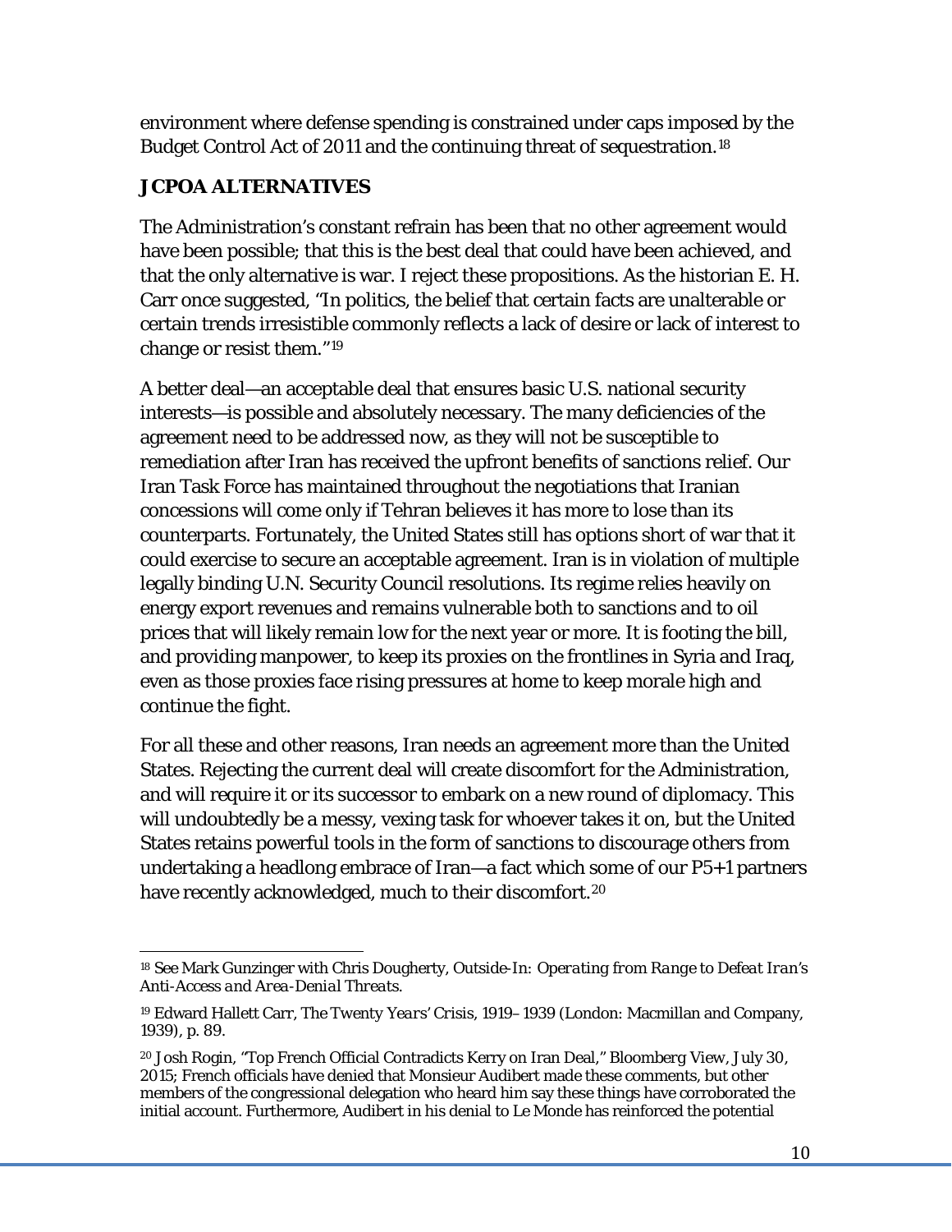environment where defense spending is constrained under caps imposed by the Budget Control Act of 2011 and the continuing threat of sequestration.[18]

## JCPOA ALTERNATIVES

The Administration's constant refrain has been that no other agreement would have been possible; that this is the best deal that could have been achieved, and that the only alternative is war. I reject these propositions. As the historian E. H. Carr once suggested, "In politics, the belief that certain facts are unalterable or certain trends irresistible commonly reflects a lack of desire or lack of interest to change or resist them."[19]

A better deal—an acceptable deal that ensures basic U.S. national security interests—is possible and absolutely necessary. The many deficiencies of the agreement need to be addressed now, as they will not be susceptible to remediation after Iran has received the upfront benefits of sanctions relief. Our Iran Task Force has maintained throughout the negotiations that Iranian concessions will come only if Tehran believes it has more to lose than its counterparts. Fortunately, the United States still has options short of war that it could exercise to secure an acceptable agreement. Iran is in violation of multiple legally binding U.N. Security Council resolutions. Its regime relies heavily on energy export revenues and remains vulnerable both to sanctions and to oil prices that will likely remain low for the next year or more. It is footing the bill, and providing manpower, to keep its proxies on the frontlines in Syria and Iraq, even as those proxies face rising pressures at home to keep morale high and continue the fight.

For all these and other reasons, Iran needs an agreement more than the United States. Rejecting the current deal will create discomfort for the Administration, and will require it or its successor to embark on a new round of diplomacy. This will undoubtedly be a messy, vexing task for whoever takes it on, but the United States retains powerful tools in the form of sanctions to discourage others from undertaking a headlong embrace of Iran—a fact which some of our P5+1 partners have recently acknowledged, much to their discomfort.[20]

---

[18] See Mark Gunzinger with Chris Dougherty, *Outside-In: Operating from Range to Defeat Iran's Anti-Access and Area-Denial Threats*.

[19] Edward Hallett Carr, *The Twenty Years' Crisis, 1919–1939* (London: Macmillan and Company, 1939), p. 89.

[20] Josh Rogin, "Top French Official Contradicts Kerry on Iran Deal," Bloomberg View, July 30, 2015; French officials have denied that Monsieur Audibert made these comments, but other members of the congressional delegation who heard him say these things have corroborated the initial account. Furthermore, Audibert in his denial to Le Monde has reinforced the potential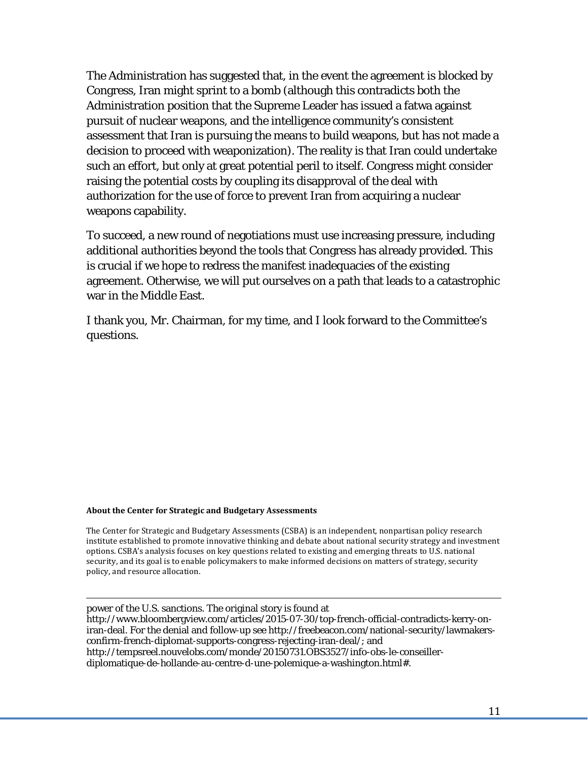The Administration has suggested that, in the event the agreement is blocked by Congress, Iran might sprint to a bomb (although this contradicts both the Administration position that the Supreme Leader has issued a fatwa against pursuit of nuclear weapons, and the intelligence community's consistent assessment that Iran is pursuing the means to build weapons, but has not made a decision to proceed with weaponization). The reality is that Iran could undertake such an effort, but only at great potential peril to itself. Congress might consider raising the potential costs by coupling its disapproval of the deal with authorization for the use of force to prevent Iran from acquiring a nuclear weapons capability.

To succeed, a new round of negotiations must use increasing pressure, including additional authorities beyond the tools that Congress has already provided. This is crucial if we hope to redress the manifest inadequacies of the existing agreement. Otherwise, we will put ourselves on a path that leads to a catastrophic war in the Middle East.

I thank you, Mr. Chairman, for my time, and I look forward to the Committee's questions.

**About the Center for Strategic and Budgetary Assessments**

The Center for Strategic and Budgetary Assessments (CSBA) is an independent, nonpartisan policy research institute established to promote innovative thinking and debate about national security strategy and investment options. CSBA's analysis focuses on key questions related to existing and emerging threats to U.S. national security, and its goal is to enable policymakers to make informed decisions on matters of strategy, security policy, and resource allocation.

---

power of the U.S. sanctions. The original story is found at http://www.bloombergview.com/articles/2015-07-30/top-french-official-contradicts-kerry-on-iran-deal. For the denial and follow-up see http://freebeacon.com/national-security/lawmakers-confirm-french-diplomat-supports-congress-rejecting-iran-deal/; and http://tempsreel.nouvelobs.com/monde/20150731.OBS3527/info-obs-le-conseiller-diplomatique-de-hollande-au-centre-d-une-polemique-a-washington.html#.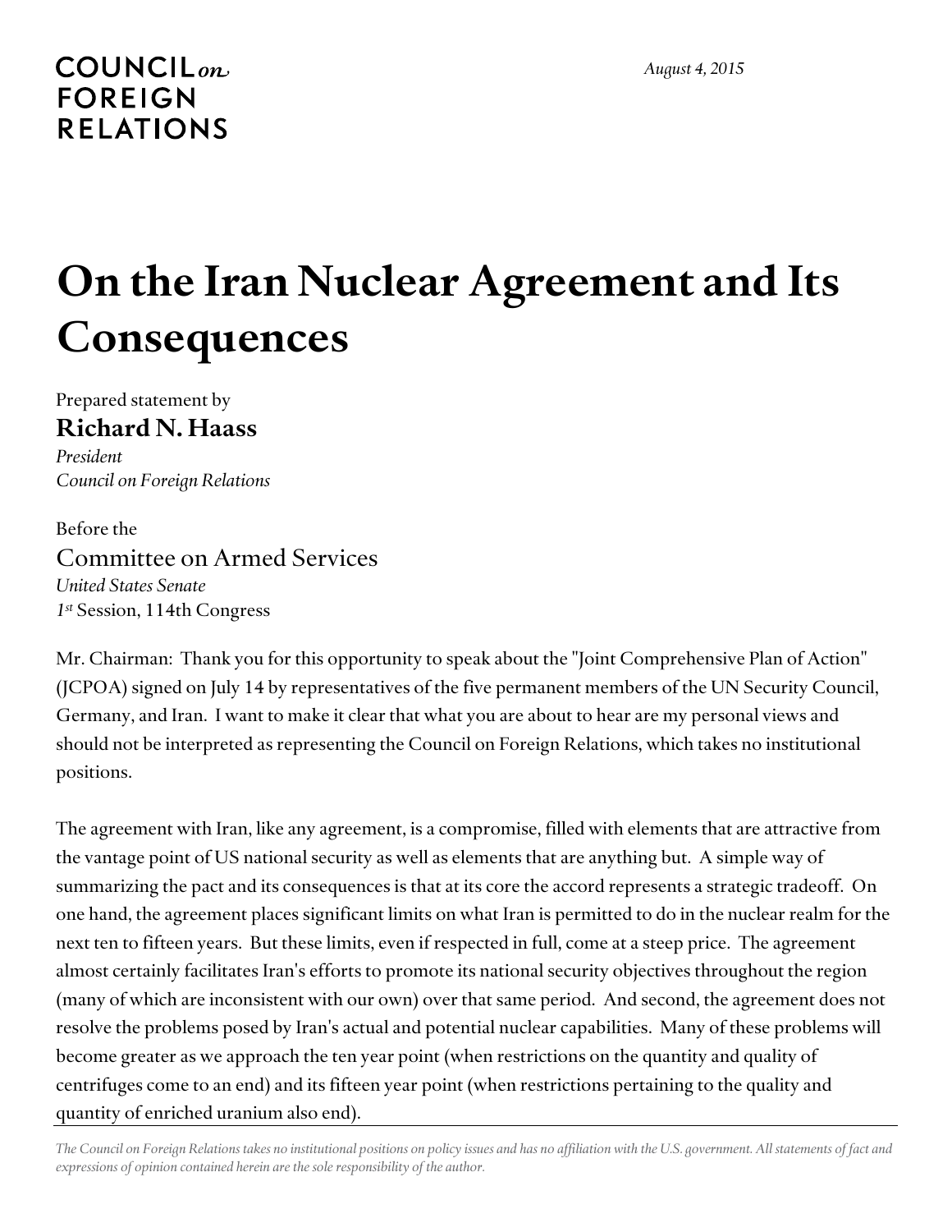COUNCIL on FOREIGN RELATIONS

*August 4, 2015*

# On the Iran Nuclear Agreement and Its Consequences

Prepared statement by

**Richard N. Haass**

*President*
*Council on Foreign Relations*

Before the

Committee on Armed Services

*United States Senate*
*1st* Session, 114th Congress

Mr. Chairman: Thank you for this opportunity to speak about the "Joint Comprehensive Plan of Action" (JCPOA) signed on July 14 by representatives of the five permanent members of the UN Security Council, Germany, and Iran. I want to make it clear that what you are about to hear are my personal views and should not be interpreted as representing the Council on Foreign Relations, which takes no institutional positions.

The agreement with Iran, like any agreement, is a compromise, filled with elements that are attractive from the vantage point of US national security as well as elements that are anything but. A simple way of summarizing the pact and its consequences is that at its core the accord represents a strategic tradeoff. On one hand, the agreement places significant limits on what Iran is permitted to do in the nuclear realm for the next ten to fifteen years. But these limits, even if respected in full, come at a steep price. The agreement almost certainly facilitates Iran's efforts to promote its national security objectives throughout the region (many of which are inconsistent with our own) over that same period. And second, the agreement does not resolve the problems posed by Iran's actual and potential nuclear capabilities. Many of these problems will become greater as we approach the ten year point (when restrictions on the quantity and quality of centrifuges come to an end) and its fifteen year point (when restrictions pertaining to the quality and quantity of enriched uranium also end).

*The Council on Foreign Relations takes no institutional positions on policy issues and has no affiliation with the U.S. government. All statements of fact and expressions of opinion contained herein are the sole responsibility of the author.*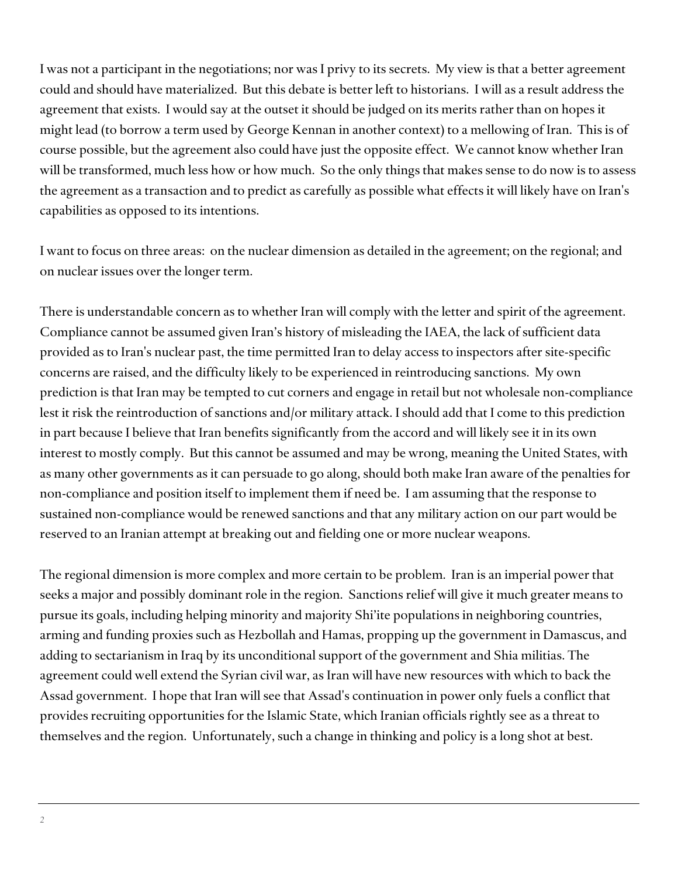I was not a participant in the negotiations; nor was I privy to its secrets. My view is that a better agreement could and should have materialized. But this debate is better left to historians. I will as a result address the agreement that exists. I would say at the outset it should be judged on its merits rather than on hopes it might lead (to borrow a term used by George Kennan in another context) to a mellowing of Iran. This is of course possible, but the agreement also could have just the opposite effect. We cannot know whether Iran will be transformed, much less how or how much. So the only things that makes sense to do now is to assess the agreement as a transaction and to predict as carefully as possible what effects it will likely have on Iran's capabilities as opposed to its intentions.

I want to focus on three areas: on the nuclear dimension as detailed in the agreement; on the regional; and on nuclear issues over the longer term.

There is understandable concern as to whether Iran will comply with the letter and spirit of the agreement. Compliance cannot be assumed given Iran's history of misleading the IAEA, the lack of sufficient data provided as to Iran's nuclear past, the time permitted Iran to delay access to inspectors after site-specific concerns are raised, and the difficulty likely to be experienced in reintroducing sanctions. My own prediction is that Iran may be tempted to cut corners and engage in retail but not wholesale non-compliance lest it risk the reintroduction of sanctions and/or military attack. I should add that I come to this prediction in part because I believe that Iran benefits significantly from the accord and will likely see it in its own interest to mostly comply. But this cannot be assumed and may be wrong, meaning the United States, with as many other governments as it can persuade to go along, should both make Iran aware of the penalties for non-compliance and position itself to implement them if need be. I am assuming that the response to sustained non-compliance would be renewed sanctions and that any military action on our part would be reserved to an Iranian attempt at breaking out and fielding one or more nuclear weapons.

The regional dimension is more complex and more certain to be problem. Iran is an imperial power that seeks a major and possibly dominant role in the region. Sanctions relief will give it much greater means to pursue its goals, including helping minority and majority Shi'ite populations in neighboring countries, arming and funding proxies such as Hezbollah and Hamas, propping up the government in Damascus, and adding to sectarianism in Iraq by its unconditional support of the government and Shia militias. The agreement could well extend the Syrian civil war, as Iran will have new resources with which to back the Assad government. I hope that Iran will see that Assad's continuation in power only fuels a conflict that provides recruiting opportunities for the Islamic State, which Iranian officials rightly see as a threat to themselves and the region. Unfortunately, such a change in thinking and policy is a long shot at best.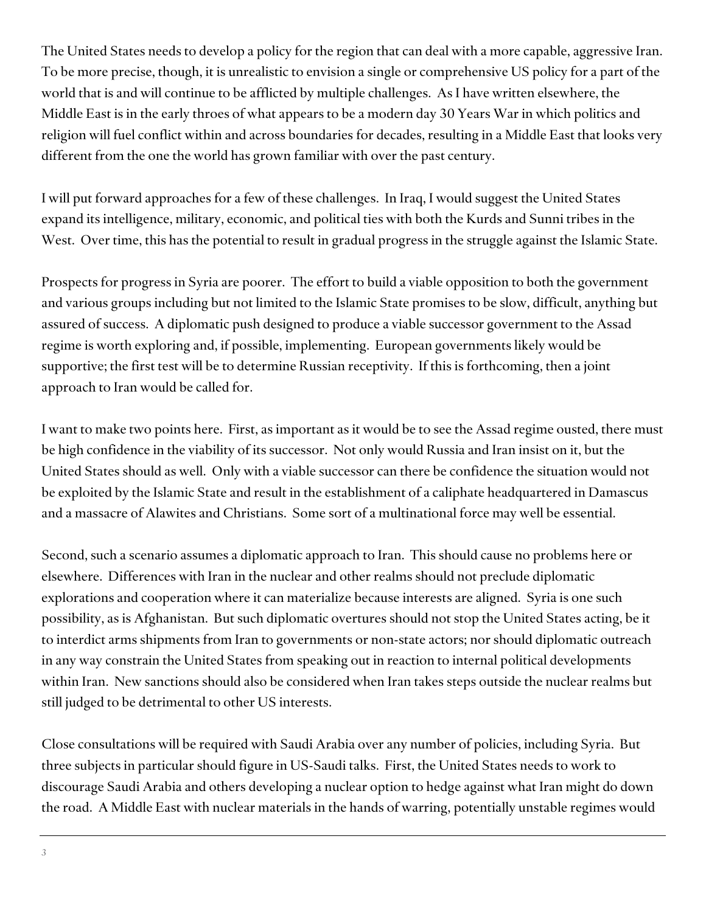The United States needs to develop a policy for the region that can deal with a more capable, aggressive Iran. To be more precise, though, it is unrealistic to envision a single or comprehensive US policy for a part of the world that is and will continue to be afflicted by multiple challenges. As I have written elsewhere, the Middle East is in the early throes of what appears to be a modern day 30 Years War in which politics and religion will fuel conflict within and across boundaries for decades, resulting in a Middle East that looks very different from the one the world has grown familiar with over the past century.

I will put forward approaches for a few of these challenges. In Iraq, I would suggest the United States expand its intelligence, military, economic, and political ties with both the Kurds and Sunni tribes in the West. Over time, this has the potential to result in gradual progress in the struggle against the Islamic State.

Prospects for progress in Syria are poorer. The effort to build a viable opposition to both the government and various groups including but not limited to the Islamic State promises to be slow, difficult, anything but assured of success. A diplomatic push designed to produce a viable successor government to the Assad regime is worth exploring and, if possible, implementing. European governments likely would be supportive; the first test will be to determine Russian receptivity. If this is forthcoming, then a joint approach to Iran would be called for.

I want to make two points here. First, as important as it would be to see the Assad regime ousted, there must be high confidence in the viability of its successor. Not only would Russia and Iran insist on it, but the United States should as well. Only with a viable successor can there be confidence the situation would not be exploited by the Islamic State and result in the establishment of a caliphate headquartered in Damascus and a massacre of Alawites and Christians. Some sort of a multinational force may well be essential.

Second, such a scenario assumes a diplomatic approach to Iran. This should cause no problems here or elsewhere. Differences with Iran in the nuclear and other realms should not preclude diplomatic explorations and cooperation where it can materialize because interests are aligned. Syria is one such possibility, as is Afghanistan. But such diplomatic overtures should not stop the United States acting, be it to interdict arms shipments from Iran to governments or non-state actors; nor should diplomatic outreach in any way constrain the United States from speaking out in reaction to internal political developments within Iran. New sanctions should also be considered when Iran takes steps outside the nuclear realms but still judged to be detrimental to other US interests.

Close consultations will be required with Saudi Arabia over any number of policies, including Syria. But three subjects in particular should figure in US-Saudi talks. First, the United States needs to work to discourage Saudi Arabia and others developing a nuclear option to hedge against what Iran might do down the road. A Middle East with nuclear materials in the hands of warring, potentially unstable regimes would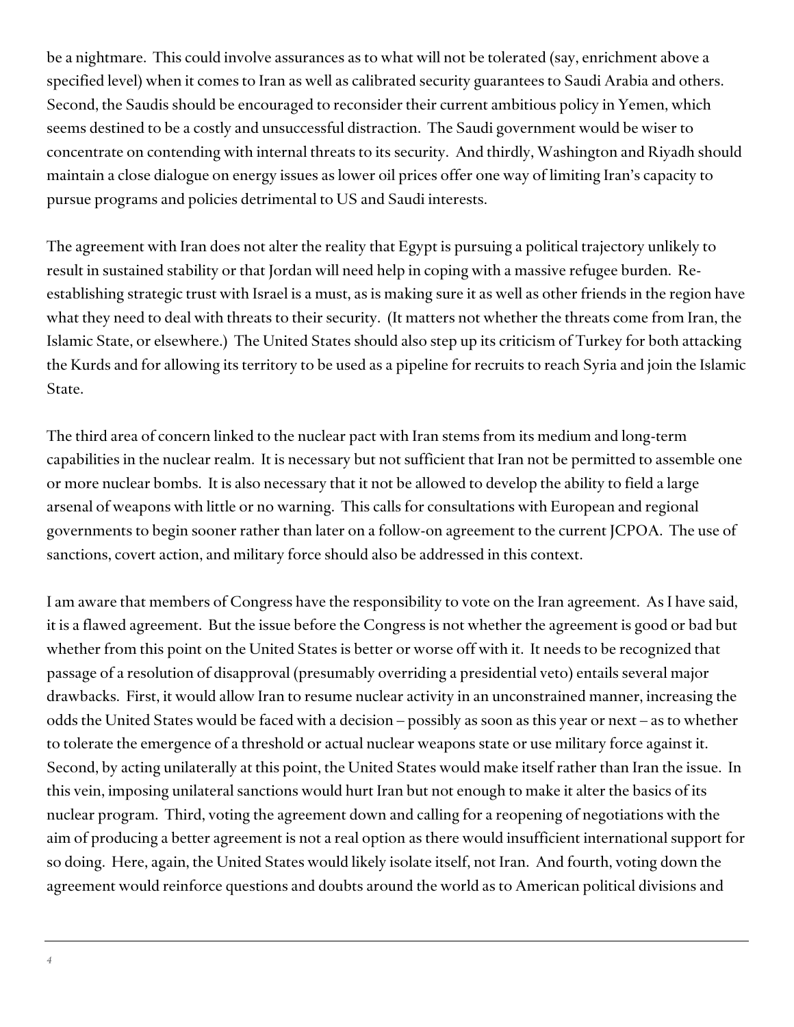be a nightmare. This could involve assurances as to what will not be tolerated (say, enrichment above a specified level) when it comes to Iran as well as calibrated security guarantees to Saudi Arabia and others. Second, the Saudis should be encouraged to reconsider their current ambitious policy in Yemen, which seems destined to be a costly and unsuccessful distraction. The Saudi government would be wiser to concentrate on contending with internal threats to its security. And thirdly, Washington and Riyadh should maintain a close dialogue on energy issues as lower oil prices offer one way of limiting Iran's capacity to pursue programs and policies detrimental to US and Saudi interests.

The agreement with Iran does not alter the reality that Egypt is pursuing a political trajectory unlikely to result in sustained stability or that Jordan will need help in coping with a massive refugee burden. Re-establishing strategic trust with Israel is a must, as is making sure it as well as other friends in the region have what they need to deal with threats to their security. (It matters not whether the threats come from Iran, the Islamic State, or elsewhere.) The United States should also step up its criticism of Turkey for both attacking the Kurds and for allowing its territory to be used as a pipeline for recruits to reach Syria and join the Islamic State.

The third area of concern linked to the nuclear pact with Iran stems from its medium and long-term capabilities in the nuclear realm. It is necessary but not sufficient that Iran not be permitted to assemble one or more nuclear bombs. It is also necessary that it not be allowed to develop the ability to field a large arsenal of weapons with little or no warning. This calls for consultations with European and regional governments to begin sooner rather than later on a follow-on agreement to the current JCPOA. The use of sanctions, covert action, and military force should also be addressed in this context.

I am aware that members of Congress have the responsibility to vote on the Iran agreement. As I have said, it is a flawed agreement. But the issue before the Congress is not whether the agreement is good or bad but whether from this point on the United States is better or worse off with it. It needs to be recognized that passage of a resolution of disapproval (presumably overriding a presidential veto) entails several major drawbacks. First, it would allow Iran to resume nuclear activity in an unconstrained manner, increasing the odds the United States would be faced with a decision – possibly as soon as this year or next – as to whether to tolerate the emergence of a threshold or actual nuclear weapons state or use military force against it. Second, by acting unilaterally at this point, the United States would make itself rather than Iran the issue. In this vein, imposing unilateral sanctions would hurt Iran but not enough to make it alter the basics of its nuclear program. Third, voting the agreement down and calling for a reopening of negotiations with the aim of producing a better agreement is not a real option as there would insufficient international support for so doing. Here, again, the United States would likely isolate itself, not Iran. And fourth, voting down the agreement would reinforce questions and doubts around the world as to American political divisions and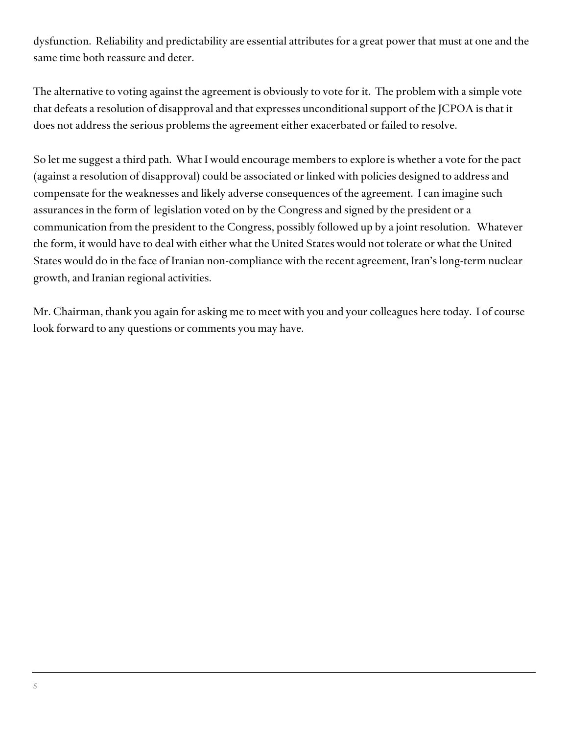dysfunction. Reliability and predictability are essential attributes for a great power that must at one and the same time both reassure and deter.

The alternative to voting against the agreement is obviously to vote for it. The problem with a simple vote that defeats a resolution of disapproval and that expresses unconditional support of the JCPOA is that it does not address the serious problems the agreement either exacerbated or failed to resolve.

So let me suggest a third path. What I would encourage members to explore is whether a vote for the pact (against a resolution of disapproval) could be associated or linked with policies designed to address and compensate for the weaknesses and likely adverse consequences of the agreement. I can imagine such assurances in the form of legislation voted on by the Congress and signed by the president or a communication from the president to the Congress, possibly followed up by a joint resolution. Whatever the form, it would have to deal with either what the United States would not tolerate or what the United States would do in the face of Iranian non-compliance with the recent agreement, Iran's long-term nuclear growth, and Iranian regional activities.

Mr. Chairman, thank you again for asking me to meet with you and your colleagues here today. I of course look forward to any questions or comments you may have.